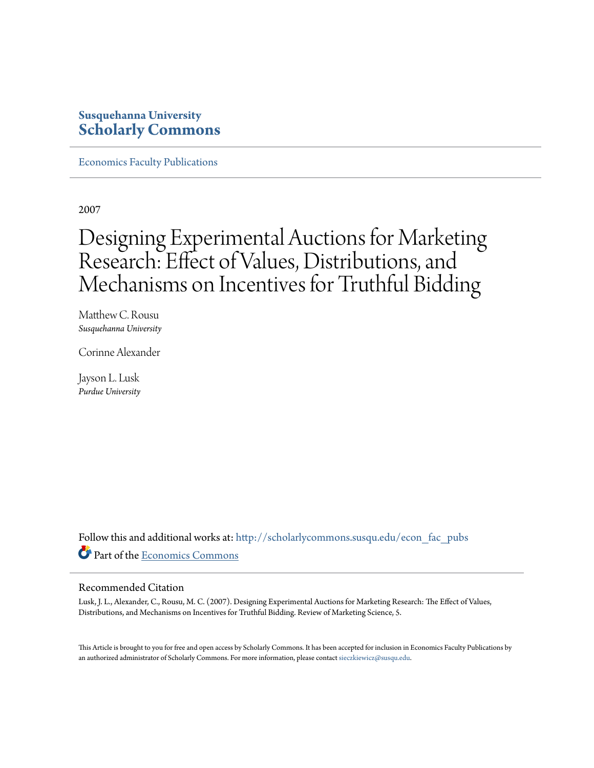**Susquehanna University**
**Scholarly Commons**

Economics Faculty Publications

2007

# Designing Experimental Auctions for Marketing Research: Effect of Values, Distributions, and Mechanisms on Incentives for Truthful Bidding

Matthew C. Rousu
*Susquehanna University*

Corinne Alexander

Jayson L. Lusk
*Purdue University*

Follow this and additional works at: http://scholarlycommons.susqu.edu/econ_fac_pubs

Part of the Economics Commons

## Recommended Citation

Lusk, J. L., Alexander, C., Rousu, M. C. (2007). Designing Experimental Auctions for Marketing Research: The Effect of Values, Distributions, and Mechanisms on Incentives for Truthful Bidding. Review of Marketing Science, 5.

This Article is brought to you for free and open access by Scholarly Commons. It has been accepted for inclusion in Economics Faculty Publications by an authorized administrator of Scholarly Commons. For more information, please contact sieczkiewicz@susqu.edu.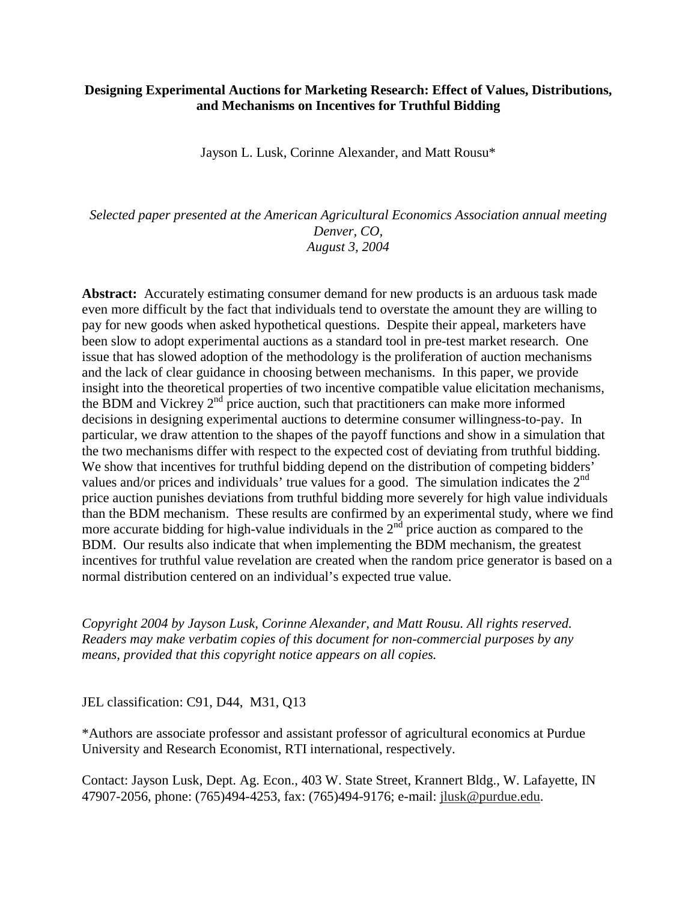**Designing Experimental Auctions for Marketing Research: Effect of Values, Distributions, and Mechanisms on Incentives for Truthful Bidding**

Jayson L. Lusk, Corinne Alexander, and Matt Rousu*

*Selected paper presented at the American Agricultural Economics Association annual meeting*
*Denver, CO,*
*August 3, 2004*

**Abstract:** Accurately estimating consumer demand for new products is an arduous task made even more difficult by the fact that individuals tend to overstate the amount they are willing to pay for new goods when asked hypothetical questions. Despite their appeal, marketers have been slow to adopt experimental auctions as a standard tool in pre-test market research. One issue that has slowed adoption of the methodology is the proliferation of auction mechanisms and the lack of clear guidance in choosing between mechanisms. In this paper, we provide insight into the theoretical properties of two incentive compatible value elicitation mechanisms, the BDM and Vickrey 2nd price auction, such that practitioners can make more informed decisions in designing experimental auctions to determine consumer willingness-to-pay. In particular, we draw attention to the shapes of the payoff functions and show in a simulation that the two mechanisms differ with respect to the expected cost of deviating from truthful bidding. We show that incentives for truthful bidding depend on the distribution of competing bidders' values and/or prices and individuals' true values for a good. The simulation indicates the 2nd price auction punishes deviations from truthful bidding more severely for high value individuals than the BDM mechanism. These results are confirmed by an experimental study, where we find more accurate bidding for high-value individuals in the 2nd price auction as compared to the BDM. Our results also indicate that when implementing the BDM mechanism, the greatest incentives for truthful value revelation are created when the random price generator is based on a normal distribution centered on an individual's expected true value.

*Copyright 2004 by Jayson Lusk, Corinne Alexander, and Matt Rousu. All rights reserved. Readers may make verbatim copies of this document for non-commercial purposes by any means, provided that this copyright notice appears on all copies.*

JEL classification: C91, D44, M31, Q13

*Authors are associate professor and assistant professor of agricultural economics at Purdue University and Research Economist, RTI international, respectively.

Contact: Jayson Lusk, Dept. Ag. Econ., 403 W. State Street, Krannert Bldg., W. Lafayette, IN 47907-2056, phone: (765)494-4253, fax: (765)494-9176; e-mail: jlusk@purdue.edu.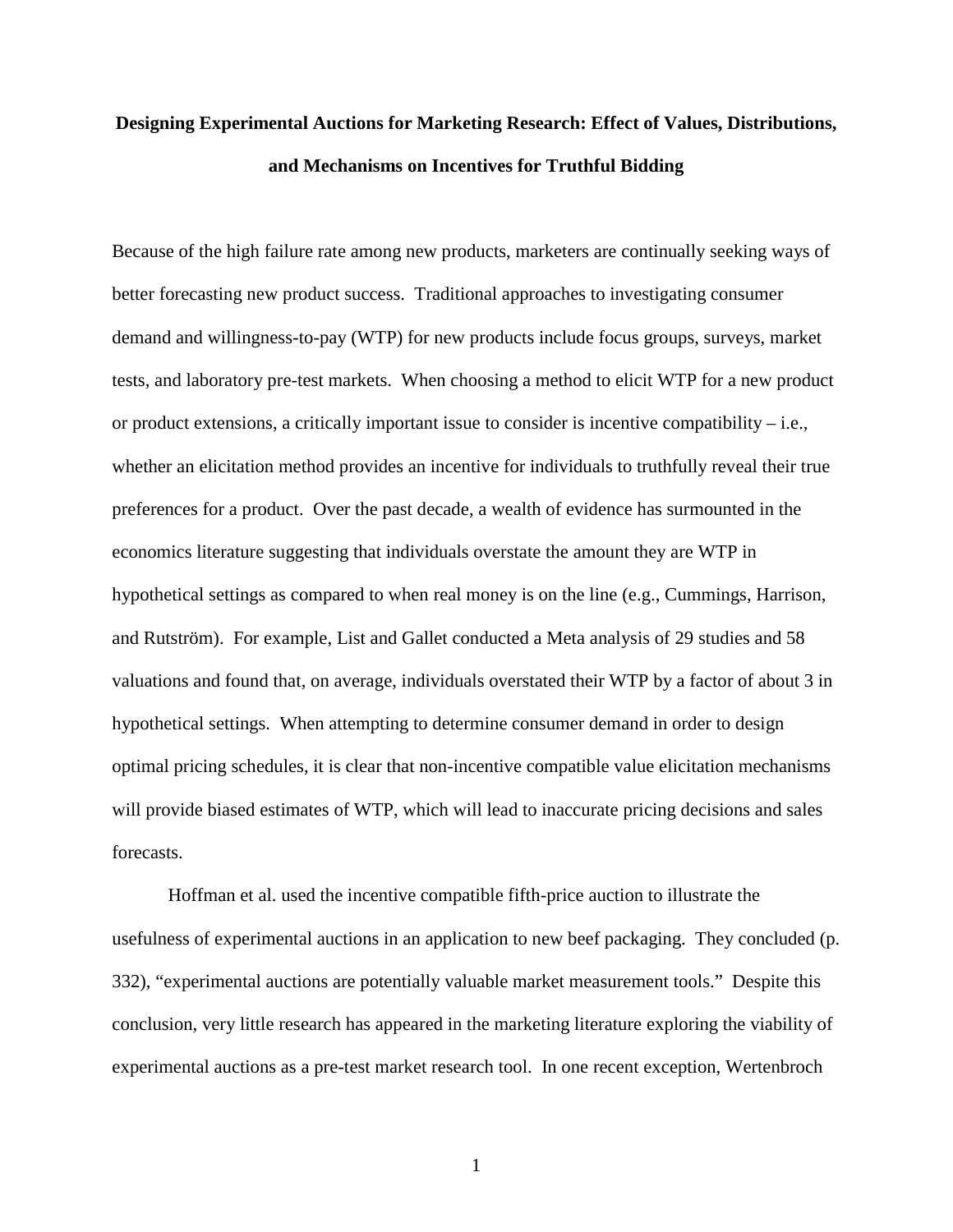**Designing Experimental Auctions for Marketing Research: Effect of Values, Distributions, and Mechanisms on Incentives for Truthful Bidding**

Because of the high failure rate among new products, marketers are continually seeking ways of better forecasting new product success. Traditional approaches to investigating consumer demand and willingness-to-pay (WTP) for new products include focus groups, surveys, market tests, and laboratory pre-test markets. When choosing a method to elicit WTP for a new product or product extensions, a critically important issue to consider is incentive compatibility – i.e., whether an elicitation method provides an incentive for individuals to truthfully reveal their true preferences for a product. Over the past decade, a wealth of evidence has surmounted in the economics literature suggesting that individuals overstate the amount they are WTP in hypothetical settings as compared to when real money is on the line (e.g., Cummings, Harrison, and Rutström). For example, List and Gallet conducted a Meta analysis of 29 studies and 58 valuations and found that, on average, individuals overstated their WTP by a factor of about 3 in hypothetical settings. When attempting to determine consumer demand in order to design optimal pricing schedules, it is clear that non-incentive compatible value elicitation mechanisms will provide biased estimates of WTP, which will lead to inaccurate pricing decisions and sales forecasts.

Hoffman et al. used the incentive compatible fifth-price auction to illustrate the usefulness of experimental auctions in an application to new beef packaging. They concluded (p. 332), "experimental auctions are potentially valuable market measurement tools." Despite this conclusion, very little research has appeared in the marketing literature exploring the viability of experimental auctions as a pre-test market research tool. In one recent exception, Wertenbroch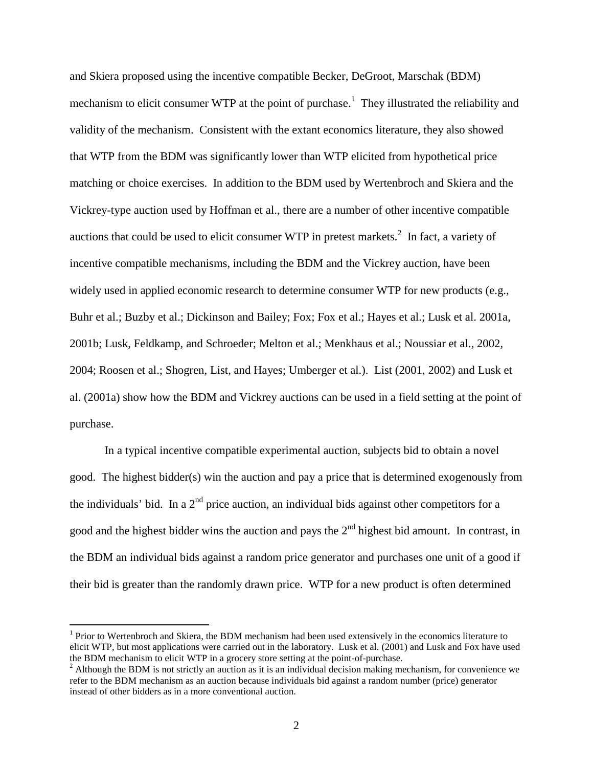and Skiera proposed using the incentive compatible Becker, DeGroot, Marschak (BDM) mechanism to elicit consumer WTP at the point of purchase.[1] They illustrated the reliability and validity of the mechanism. Consistent with the extant economics literature, they also showed that WTP from the BDM was significantly lower than WTP elicited from hypothetical price matching or choice exercises. In addition to the BDM used by Wertenbroch and Skiera and the Vickrey-type auction used by Hoffman et al., there are a number of other incentive compatible auctions that could be used to elicit consumer WTP in pretest markets.[2] In fact, a variety of incentive compatible mechanisms, including the BDM and the Vickrey auction, have been widely used in applied economic research to determine consumer WTP for new products (e.g., Buhr et al.; Buzby et al.; Dickinson and Bailey; Fox; Fox et al.; Hayes et al.; Lusk et al. 2001a, 2001b; Lusk, Feldkamp, and Schroeder; Melton et al.; Menkhaus et al.; Noussiar et al., 2002, 2004; Roosen et al.; Shogren, List, and Hayes; Umberger et al.). List (2001, 2002) and Lusk et al. (2001a) show how the BDM and Vickrey auctions can be used in a field setting at the point of purchase.

In a typical incentive compatible experimental auction, subjects bid to obtain a novel good. The highest bidder(s) win the auction and pay a price that is determined exogenously from the individuals' bid. In a 2nd price auction, an individual bids against other competitors for a good and the highest bidder wins the auction and pays the 2nd highest bid amount. In contrast, in the BDM an individual bids against a random price generator and purchases one unit of a good if their bid is greater than the randomly drawn price. WTP for a new product is often determined

---

[1] Prior to Wertenbroch and Skiera, the BDM mechanism had been used extensively in the economics literature to elicit WTP, but most applications were carried out in the laboratory. Lusk et al. (2001) and Lusk and Fox have used the BDM mechanism to elicit WTP in a grocery store setting at the point-of-purchase.

[2] Although the BDM is not strictly an auction as it is an individual decision making mechanism, for convenience we refer to the BDM mechanism as an auction because individuals bid against a random number (price) generator instead of other bidders as in a more conventional auction.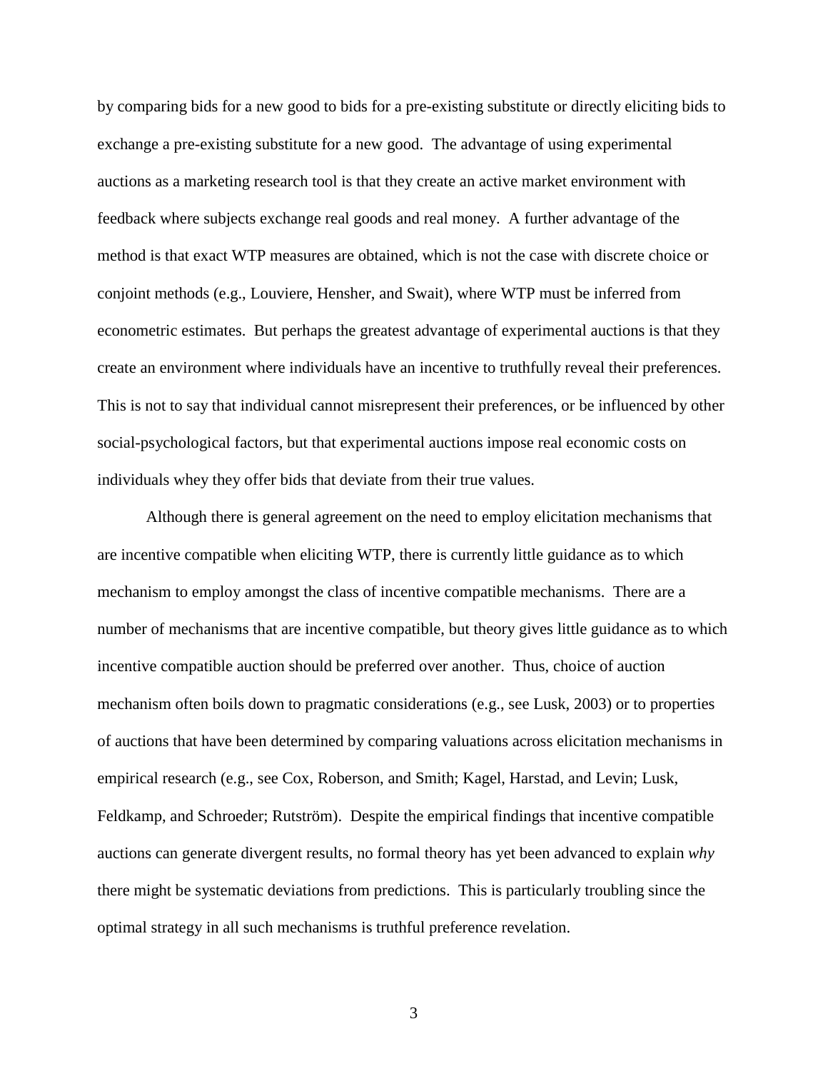by comparing bids for a new good to bids for a pre-existing substitute or directly eliciting bids to exchange a pre-existing substitute for a new good. The advantage of using experimental auctions as a marketing research tool is that they create an active market environment with feedback where subjects exchange real goods and real money. A further advantage of the method is that exact WTP measures are obtained, which is not the case with discrete choice or conjoint methods (e.g., Louviere, Hensher, and Swait), where WTP must be inferred from econometric estimates. But perhaps the greatest advantage of experimental auctions is that they create an environment where individuals have an incentive to truthfully reveal their preferences. This is not to say that individual cannot misrepresent their preferences, or be influenced by other social-psychological factors, but that experimental auctions impose real economic costs on individuals whey they offer bids that deviate from their true values.

Although there is general agreement on the need to employ elicitation mechanisms that are incentive compatible when eliciting WTP, there is currently little guidance as to which mechanism to employ amongst the class of incentive compatible mechanisms. There are a number of mechanisms that are incentive compatible, but theory gives little guidance as to which incentive compatible auction should be preferred over another. Thus, choice of auction mechanism often boils down to pragmatic considerations (e.g., see Lusk, 2003) or to properties of auctions that have been determined by comparing valuations across elicitation mechanisms in empirical research (e.g., see Cox, Roberson, and Smith; Kagel, Harstad, and Levin; Lusk, Feldkamp, and Schroeder; Rutström). Despite the empirical findings that incentive compatible auctions can generate divergent results, no formal theory has yet been advanced to explain *why* there might be systematic deviations from predictions. This is particularly troubling since the optimal strategy in all such mechanisms is truthful preference revelation.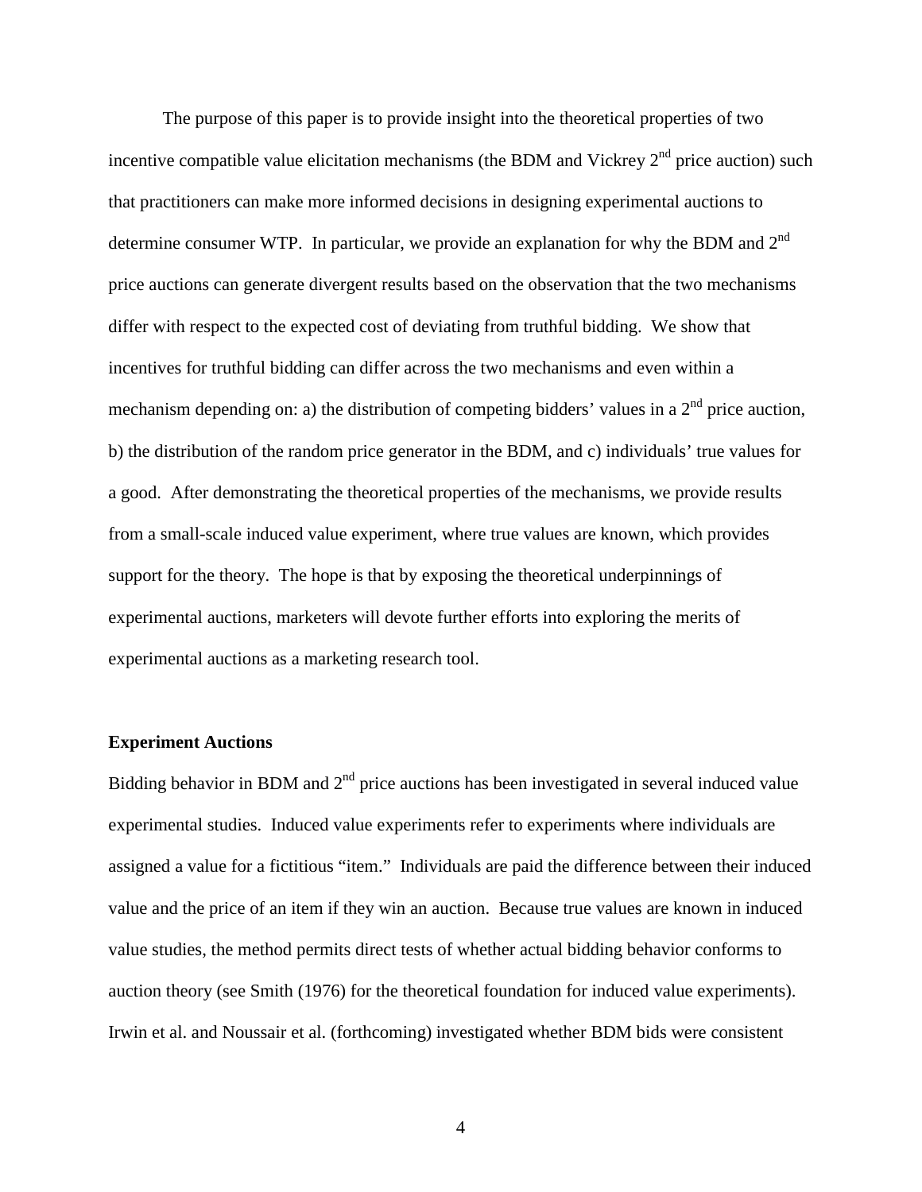The purpose of this paper is to provide insight into the theoretical properties of two incentive compatible value elicitation mechanisms (the BDM and Vickrey $2^{nd}$ price auction) such that practitioners can make more informed decisions in designing experimental auctions to determine consumer WTP. In particular, we provide an explanation for why the BDM and $2^{nd}$ price auctions can generate divergent results based on the observation that the two mechanisms differ with respect to the expected cost of deviating from truthful bidding. We show that incentives for truthful bidding can differ across the two mechanisms and even within a mechanism depending on: a) the distribution of competing bidders' values in a $2^{nd}$ price auction, b) the distribution of the random price generator in the BDM, and c) individuals' true values for a good. After demonstrating the theoretical properties of the mechanisms, we provide results from a small-scale induced value experiment, where true values are known, which provides support for the theory. The hope is that by exposing the theoretical underpinnings of experimental auctions, marketers will devote further efforts into exploring the merits of experimental auctions as a marketing research tool.

**Experiment Auctions**

Bidding behavior in BDM and $2^{nd}$ price auctions has been investigated in several induced value experimental studies. Induced value experiments refer to experiments where individuals are assigned a value for a fictitious "item." Individuals are paid the difference between their induced value and the price of an item if they win an auction. Because true values are known in induced value studies, the method permits direct tests of whether actual bidding behavior conforms to auction theory (see Smith (1976) for the theoretical foundation for induced value experiments). Irwin et al. and Noussair et al. (forthcoming) investigated whether BDM bids were consistent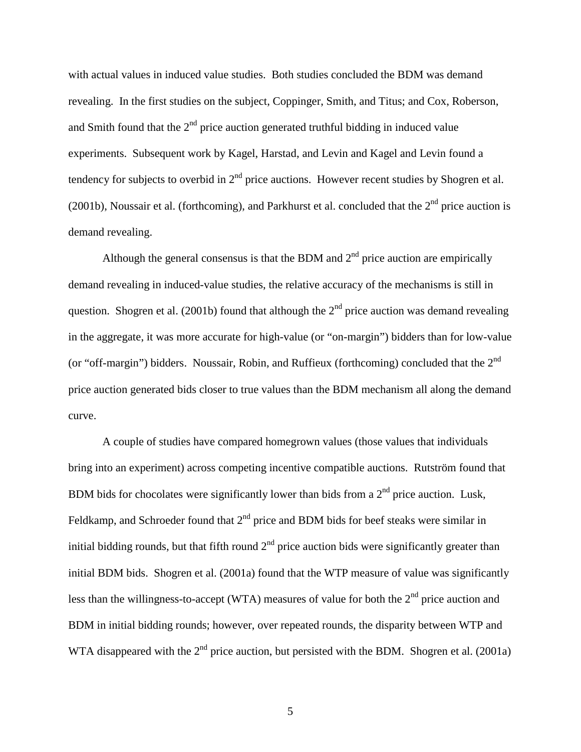with actual values in induced value studies. Both studies concluded the BDM was demand revealing. In the first studies on the subject, Coppinger, Smith, and Titus; and Cox, Roberson, and Smith found that the $2^{nd}$ price auction generated truthful bidding in induced value experiments. Subsequent work by Kagel, Harstad, and Levin and Kagel and Levin found a tendency for subjects to overbid in $2^{nd}$ price auctions. However recent studies by Shogren et al. (2001b), Noussair et al. (forthcoming), and Parkhurst et al. concluded that the $2^{nd}$ price auction is demand revealing.

Although the general consensus is that the BDM and $2^{nd}$ price auction are empirically demand revealing in induced-value studies, the relative accuracy of the mechanisms is still in question. Shogren et al. (2001b) found that although the $2^{nd}$ price auction was demand revealing in the aggregate, it was more accurate for high-value (or "on-margin") bidders than for low-value (or "off-margin") bidders. Noussair, Robin, and Ruffieux (forthcoming) concluded that the $2^{nd}$ price auction generated bids closer to true values than the BDM mechanism all along the demand curve.

A couple of studies have compared homegrown values (those values that individuals bring into an experiment) across competing incentive compatible auctions. Rutström found that BDM bids for chocolates were significantly lower than bids from a $2^{nd}$ price auction. Lusk, Feldkamp, and Schroeder found that $2^{nd}$ price and BDM bids for beef steaks were similar in initial bidding rounds, but that fifth round $2^{nd}$ price auction bids were significantly greater than initial BDM bids. Shogren et al. (2001a) found that the WTP measure of value was significantly less than the willingness-to-accept (WTA) measures of value for both the $2^{nd}$ price auction and BDM in initial bidding rounds; however, over repeated rounds, the disparity between WTP and WTA disappeared with the $2^{nd}$ price auction, but persisted with the BDM. Shogren et al. (2001a)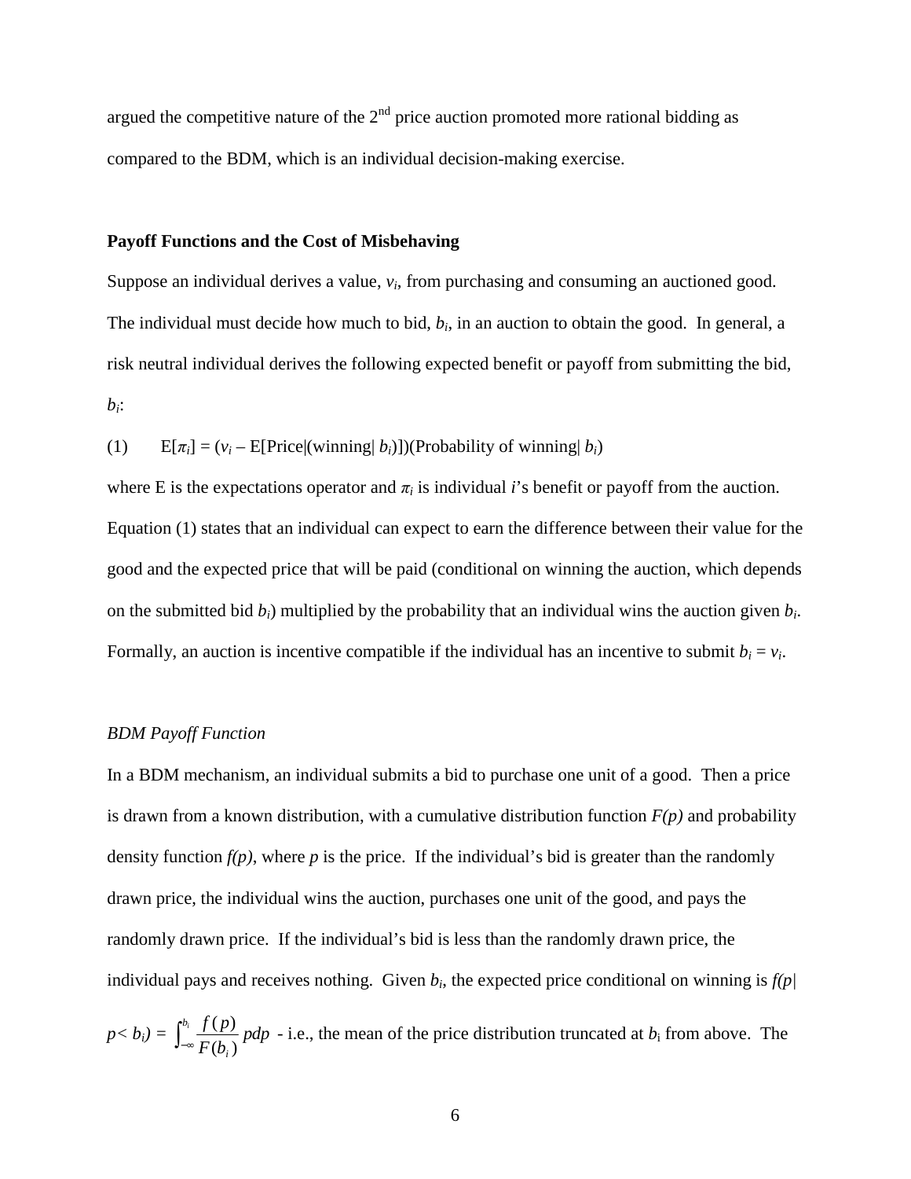argued the competitive nature of the 2nd price auction promoted more rational bidding as compared to the BDM, which is an individual decision-making exercise.

**Payoff Functions and the Cost of Misbehaving**

Suppose an individual derives a value, $v_i$, from purchasing and consuming an auctioned good. The individual must decide how much to bid, $b_i$, in an auction to obtain the good. In general, a risk neutral individual derives the following expected benefit or payoff from submitting the bid, $b_i$:

(1) $E[\pi_i] = (v_i – E[\text{Price}|(\text{winning}|\ b_i)])(\text{Probability of winning}|\ b_i)$

where E is the expectations operator and $\pi_i$ is individual *i*'s benefit or payoff from the auction. Equation (1) states that an individual can expect to earn the difference between their value for the good and the expected price that will be paid (conditional on winning the auction, which depends on the submitted bid $b_i$) multiplied by the probability that an individual wins the auction given $b_i$. Formally, an auction is incentive compatible if the individual has an incentive to submit $b_i = v_i$.

*BDM Payoff Function*

In a BDM mechanism, an individual submits a bid to purchase one unit of a good. Then a price is drawn from a known distribution, with a cumulative distribution function *F(p)* and probability density function *f(p)*, where *p* is the price. If the individual's bid is greater than the randomly drawn price, the individual wins the auction, purchases one unit of the good, and pays the randomly drawn price. If the individual's bid is less than the randomly drawn price, the individual pays and receives nothing. Given $b_i$, the expected price conditional on winning is $f(p|\ p< b_i) = \int_{-\infty}^{b_i} \frac{f(p)}{F(b_i)} p dp$ - i.e., the mean of the price distribution truncated at $b_i$ from above. The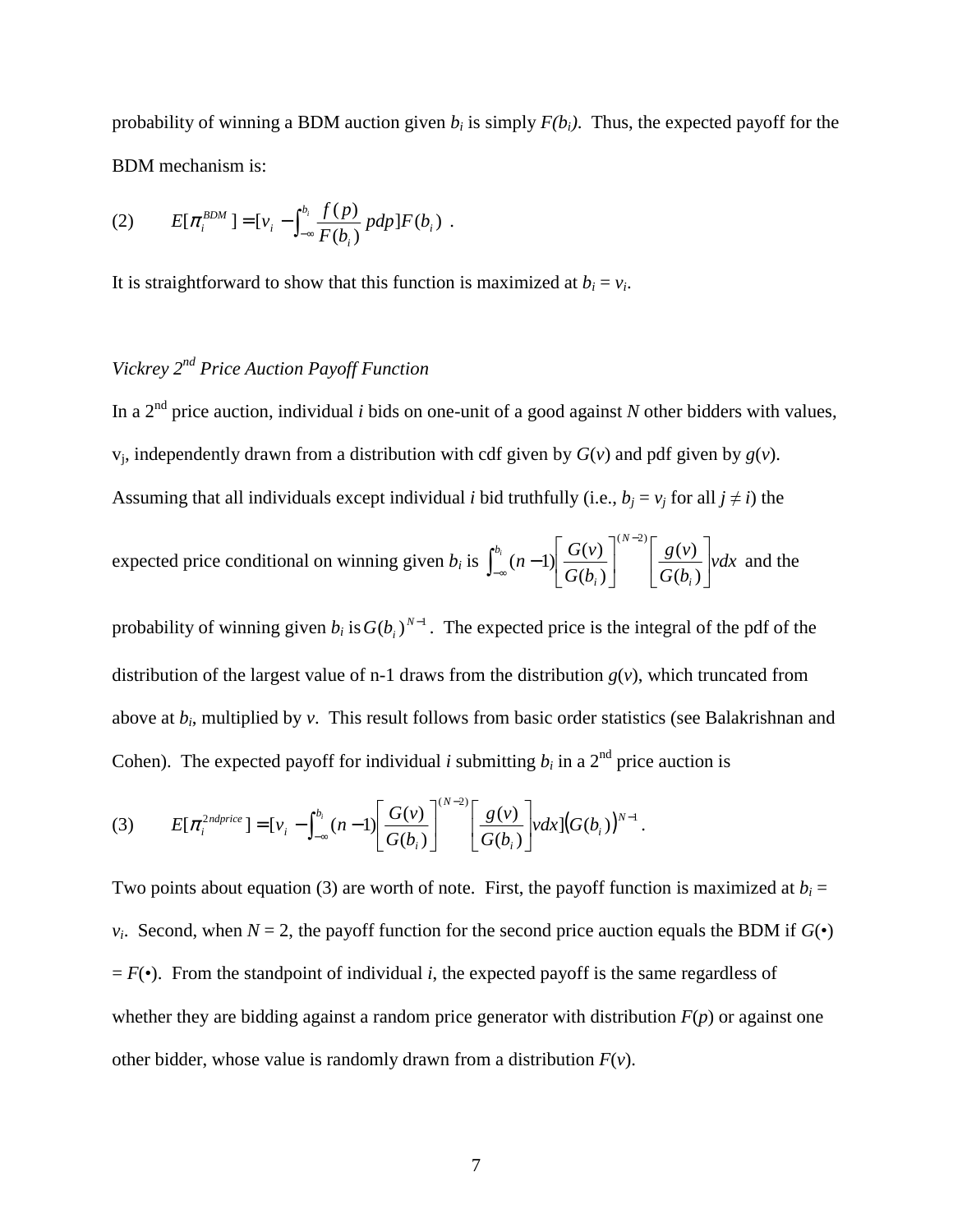probability of winning a BDM auction given $b_i$ is simply $F(b_i)$. Thus, the expected payoff for the BDM mechanism is:

$$(2) \qquad E[\pi_i^{BDM}] = [v_i - \int_{-\infty}^{b_i} \frac{f(p)}{F(b_i)} p dp] F(b_i) \ .$$

It is straightforward to show that this function is maximized at $b_i = v_i$.

*Vickrey 2nd Price Auction Payoff Function*

In a 2nd price auction, individual $i$ bids on one-unit of a good against $N$ other bidders with values, $v_j$, independently drawn from a distribution with cdf given by $G(v)$ and pdf given by $g(v)$. Assuming that all individuals except individual $i$ bid truthfully (i.e., $b_j = v_j$ for all $j \neq i$) the expected price conditional on winning given $b_i$ is $\int_{-\infty}^{b_i} (n-1) \left[\frac{G(v)}{G(b_i)}\right]^{(N-2)} \left[\frac{g(v)}{G(b_i)}\right] v dx$ and the probability of winning given $b_i$ is $G(b_i)^{N-1}$. The expected price is the integral of the pdf of the distribution of the largest value of n-1 draws from the distribution $g(v)$, which truncated from above at $b_i$, multiplied by $v$. This result follows from basic order statistics (see Balakrishnan and Cohen). The expected payoff for individual $i$ submitting $b_i$ in a 2nd price auction is

$$(3) \qquad E[\pi_i^{2ndprice}] = [v_i - \int_{-\infty}^{b_i} (n-1) \left[\frac{G(v)}{G(b_i)}\right]^{(N-2)} \left[\frac{g(v)}{G(b_i)}\right] v dx] \left(G(b_i)\right)^{N-1} .$$

Two points about equation (3) are worth of note. First, the payoff function is maximized at $b_i = v_i$. Second, when $N = 2$, the payoff function for the second price auction equals the BDM if $G(\bullet) = F(\bullet)$. From the standpoint of individual $i$, the expected payoff is the same regardless of whether they are bidding against a random price generator with distribution $F(p)$ or against one other bidder, whose value is randomly drawn from a distribution $F(v)$.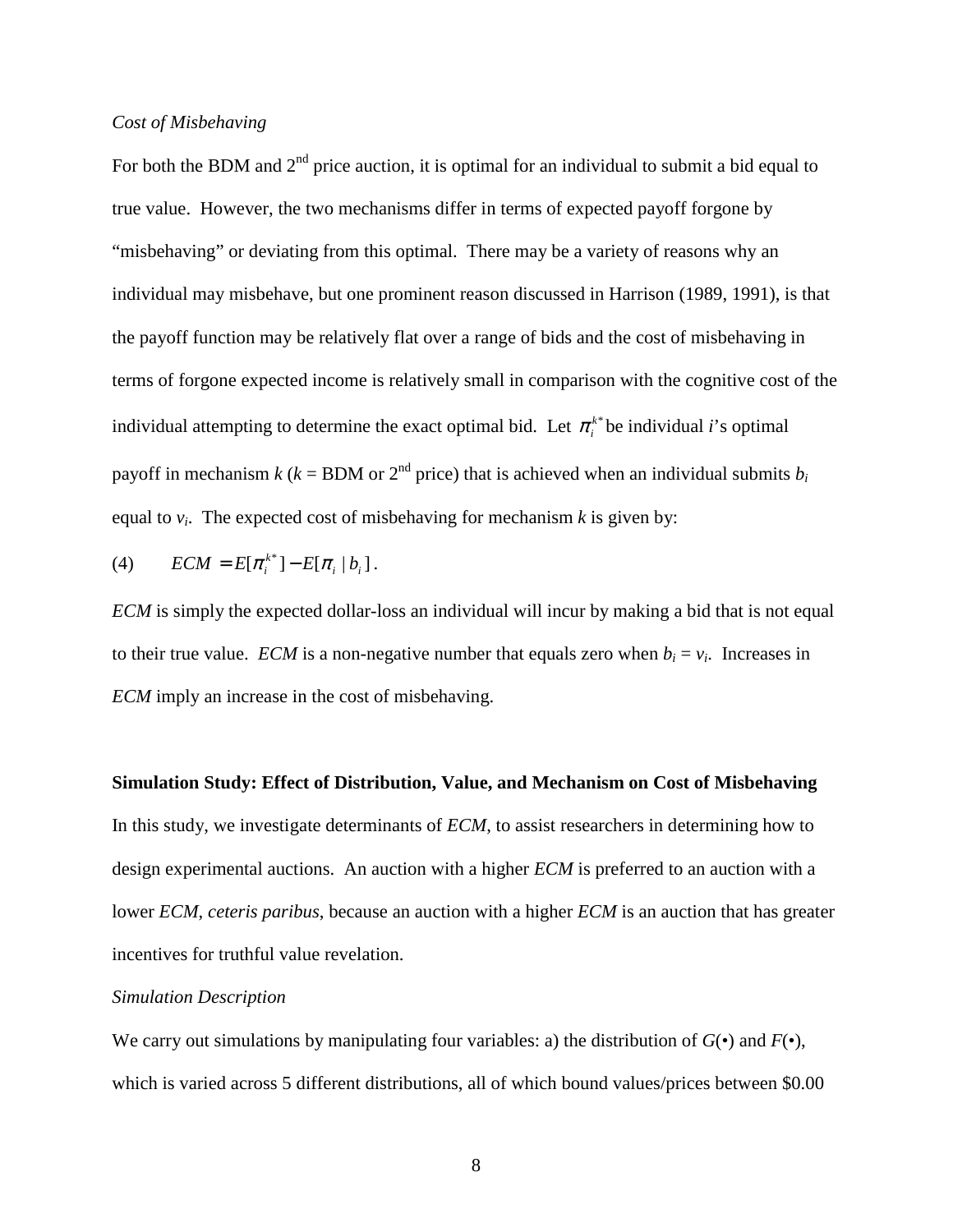*Cost of Misbehaving*

For both the BDM and 2nd price auction, it is optimal for an individual to submit a bid equal to true value. However, the two mechanisms differ in terms of expected payoff forgone by "misbehaving" or deviating from this optimal. There may be a variety of reasons why an individual may misbehave, but one prominent reason discussed in Harrison (1989, 1991), is that the payoff function may be relatively flat over a range of bids and the cost of misbehaving in terms of forgone expected income is relatively small in comparison with the cognitive cost of the individual attempting to determine the exact optimal bid. Let $\pi_i^{k*}$ be individual *i*'s optimal payoff in mechanism *k* (*k* = BDM or 2nd price) that is achieved when an individual submits $b_i$ equal to $v_i$. The expected cost of misbehaving for mechanism *k* is given by:

$$(4) \qquad ECM = E[\pi_i^{k*}] - E[\pi_i \mid b_i].$$

*ECM* is simply the expected dollar-loss an individual will incur by making a bid that is not equal to their true value. *ECM* is a non-negative number that equals zero when $b_i = v_i$. Increases in *ECM* imply an increase in the cost of misbehaving.

**Simulation Study: Effect of Distribution, Value, and Mechanism on Cost of Misbehaving**

In this study, we investigate determinants of *ECM*, to assist researchers in determining how to design experimental auctions. An auction with a higher *ECM* is preferred to an auction with a lower *ECM*, *ceteris paribus*, because an auction with a higher *ECM* is an auction that has greater incentives for truthful value revelation.

*Simulation Description*

We carry out simulations by manipulating four variables: a) the distribution of $G(\bullet)$ and $F(\bullet)$, which is varied across 5 different distributions, all of which bound values/prices between \$0.00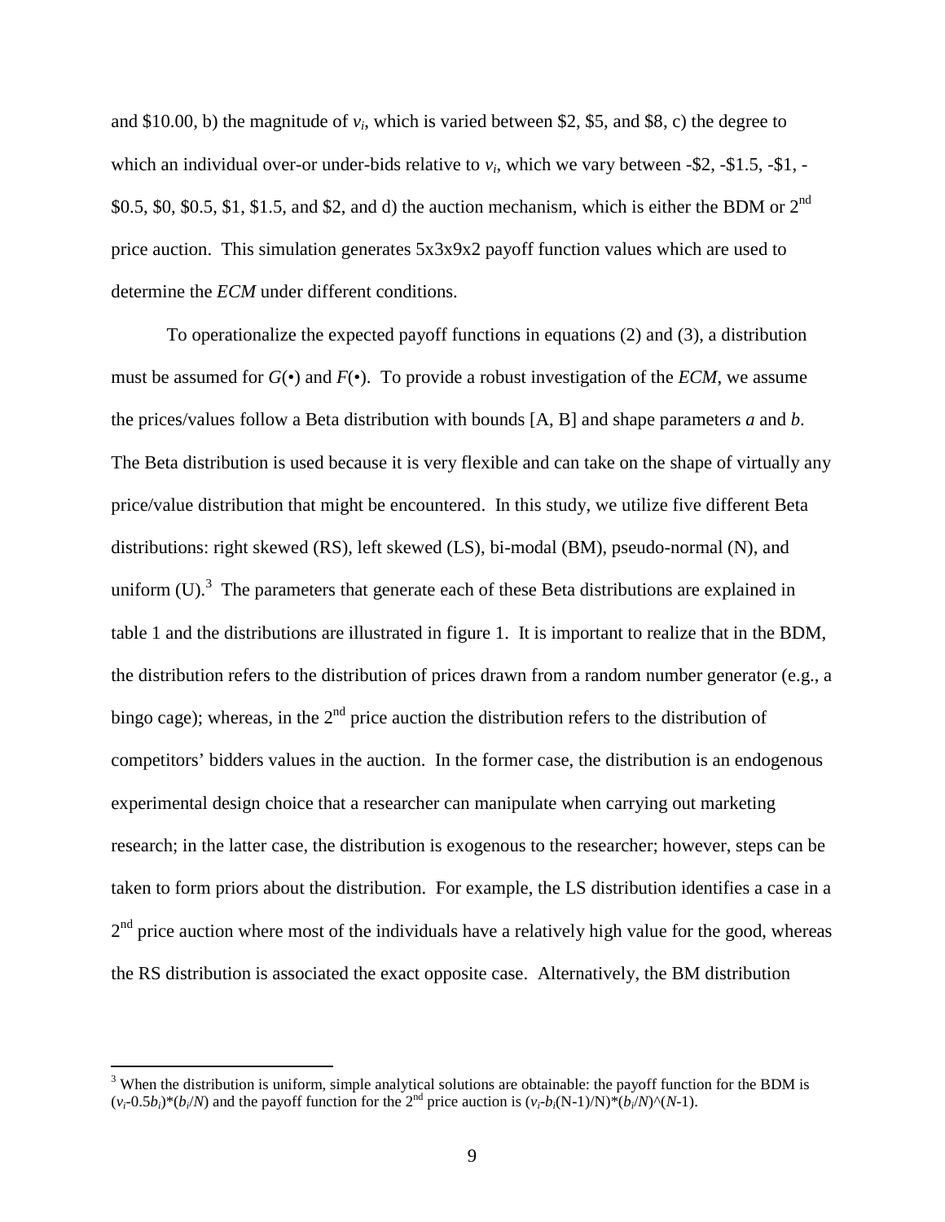and \$10.00, b) the magnitude of $v_i$, which is varied between \$2, \$5, and \$8, c) the degree to which an individual over-or under-bids relative to $v_i$, which we vary between -\$2, -\$1.5, -\$1, -\$0.5, \$0, \$0.5, \$1, \$1.5, and \$2, and d) the auction mechanism, which is either the BDM or 2nd price auction. This simulation generates 5x3x9x2 payoff function values which are used to determine the *ECM* under different conditions.

To operationalize the expected payoff functions in equations (2) and (3), a distribution must be assumed for $G(\bullet)$ and $F(\bullet)$. To provide a robust investigation of the *ECM*, we assume the prices/values follow a Beta distribution with bounds [A, B] and shape parameters $a$ and $b$. The Beta distribution is used because it is very flexible and can take on the shape of virtually any price/value distribution that might be encountered. In this study, we utilize five different Beta distributions: right skewed (RS), left skewed (LS), bi-modal (BM), pseudo-normal (N), and uniform (U).[3] The parameters that generate each of these Beta distributions are explained in table 1 and the distributions are illustrated in figure 1. It is important to realize that in the BDM, the distribution refers to the distribution of prices drawn from a random number generator (e.g., a bingo cage); whereas, in the 2nd price auction the distribution refers to the distribution of competitors' bidders values in the auction. In the former case, the distribution is an endogenous experimental design choice that a researcher can manipulate when carrying out marketing research; in the latter case, the distribution is exogenous to the researcher; however, steps can be taken to form priors about the distribution. For example, the LS distribution identifies a case in a 2nd price auction where most of the individuals have a relatively high value for the good, whereas the RS distribution is associated the exact opposite case. Alternatively, the BM distribution

[3] When the distribution is uniform, simple analytical solutions are obtainable: the payoff function for the BDM is $(v_i-0.5b_i)*(b_i/N)$ and the payoff function for the 2nd price auction is $(v_i-b_i(N-1)/N)*(b_i/N)$^$(N-1)$.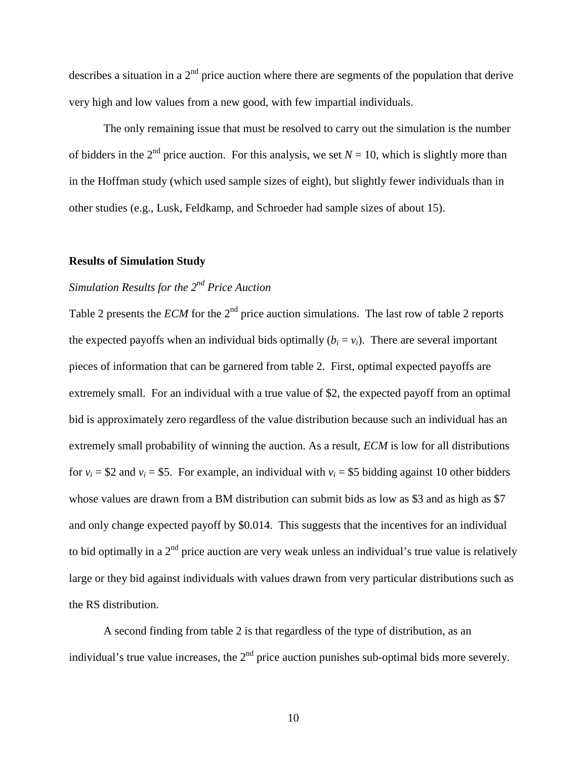describes a situation in a $2^{nd}$ price auction where there are segments of the population that derive very high and low values from a new good, with few impartial individuals.

The only remaining issue that must be resolved to carry out the simulation is the number of bidders in the $2^{nd}$ price auction. For this analysis, we set $N = 10$, which is slightly more than in the Hoffman study (which used sample sizes of eight), but slightly fewer individuals than in other studies (e.g., Lusk, Feldkamp, and Schroeder had sample sizes of about 15).

### Results of Simulation Study

#### *Simulation Results for the $2^{nd}$ Price Auction*

Table 2 presents the *ECM* for the $2^{nd}$ price auction simulations. The last row of table 2 reports the expected payoffs when an individual bids optimally ($b_i = v_i$). There are several important pieces of information that can be garnered from table 2. First, optimal expected payoffs are extremely small. For an individual with a true value of \$2, the expected payoff from an optimal bid is approximately zero regardless of the value distribution because such an individual has an extremely small probability of winning the auction. As a result, *ECM* is low for all distributions for $v_i$ = \$2 and $v_i$ = \$5. For example, an individual with $v_i$ = \$5 bidding against 10 other bidders whose values are drawn from a BM distribution can submit bids as low as \$3 and as high as \$7 and only change expected payoff by \$0.014. This suggests that the incentives for an individual to bid optimally in a $2^{nd}$ price auction are very weak unless an individual's true value is relatively large or they bid against individuals with values drawn from very particular distributions such as the RS distribution.

A second finding from table 2 is that regardless of the type of distribution, as an individual's true value increases, the $2^{nd}$ price auction punishes sub-optimal bids more severely.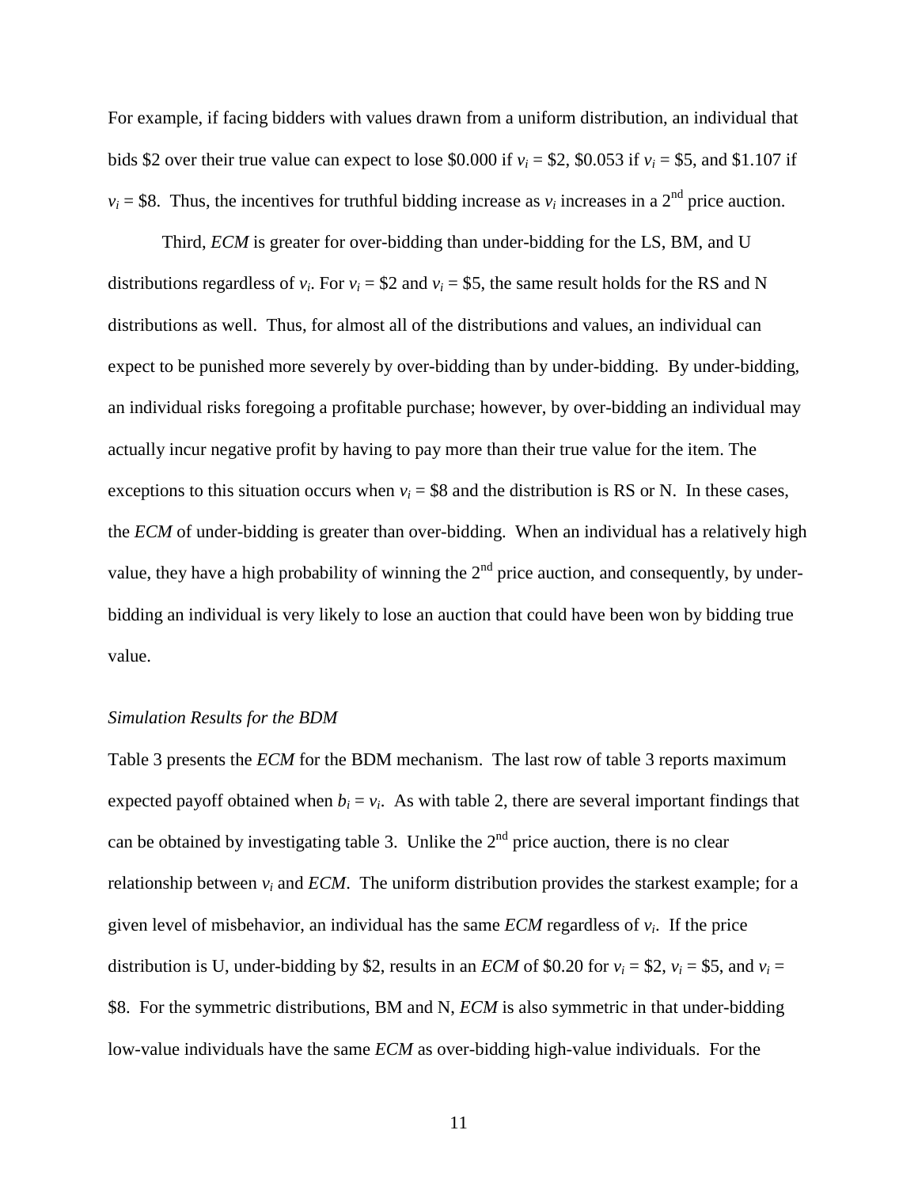For example, if facing bidders with values drawn from a uniform distribution, an individual that bids \$2 over their true value can expect to lose \$0.000 if $v_i$ = \$2, \$0.053 if $v_i$ = \$5, and \$1.107 if $v_i$ = \$8. Thus, the incentives for truthful bidding increase as $v_i$ increases in a 2nd price auction.

Third, *ECM* is greater for over-bidding than under-bidding for the LS, BM, and U distributions regardless of $v_i$. For $v_i$ = \$2 and $v_i$ = \$5, the same result holds for the RS and N distributions as well. Thus, for almost all of the distributions and values, an individual can expect to be punished more severely by over-bidding than by under-bidding. By under-bidding, an individual risks foregoing a profitable purchase; however, by over-bidding an individual may actually incur negative profit by having to pay more than their true value for the item. The exceptions to this situation occurs when $v_i$ = \$8 and the distribution is RS or N. In these cases, the *ECM* of under-bidding is greater than over-bidding. When an individual has a relatively high value, they have a high probability of winning the 2nd price auction, and consequently, by under-bidding an individual is very likely to lose an auction that could have been won by bidding true value.

*Simulation Results for the BDM*

Table 3 presents the *ECM* for the BDM mechanism. The last row of table 3 reports maximum expected payoff obtained when $b_i = v_i$. As with table 2, there are several important findings that can be obtained by investigating table 3. Unlike the 2nd price auction, there is no clear relationship between $v_i$ and *ECM*. The uniform distribution provides the starkest example; for a given level of misbehavior, an individual has the same *ECM* regardless of $v_i$. If the price distribution is U, under-bidding by \$2, results in an *ECM* of \$0.20 for $v_i$ = \$2, $v_i$ = \$5, and $v_i$ = \$8. For the symmetric distributions, BM and N, *ECM* is also symmetric in that under-bidding low-value individuals have the same *ECM* as over-bidding high-value individuals. For the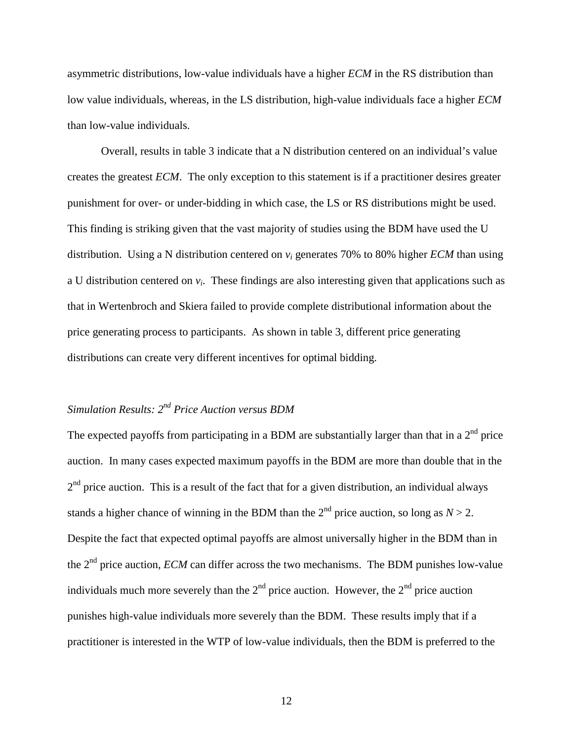asymmetric distributions, low-value individuals have a higher *ECM* in the RS distribution than low value individuals, whereas, in the LS distribution, high-value individuals face a higher *ECM* than low-value individuals.

Overall, results in table 3 indicate that a N distribution centered on an individual's value creates the greatest *ECM*. The only exception to this statement is if a practitioner desires greater punishment for over- or under-bidding in which case, the LS or RS distributions might be used. This finding is striking given that the vast majority of studies using the BDM have used the U distribution. Using a N distribution centered on $v_i$ generates 70% to 80% higher *ECM* than using a U distribution centered on $v_i$. These findings are also interesting given that applications such as that in Wertenbroch and Skiera failed to provide complete distributional information about the price generating process to participants. As shown in table 3, different price generating distributions can create very different incentives for optimal bidding.

### *Simulation Results: 2nd Price Auction versus BDM*

The expected payoffs from participating in a BDM are substantially larger than that in a 2nd price auction. In many cases expected maximum payoffs in the BDM are more than double that in the 2nd price auction. This is a result of the fact that for a given distribution, an individual always stands a higher chance of winning in the BDM than the 2nd price auction, so long as $N > 2$. Despite the fact that expected optimal payoffs are almost universally higher in the BDM than in the 2nd price auction, *ECM* can differ across the two mechanisms. The BDM punishes low-value individuals much more severely than the 2nd price auction. However, the 2nd price auction punishes high-value individuals more severely than the BDM. These results imply that if a practitioner is interested in the WTP of low-value individuals, then the BDM is preferred to the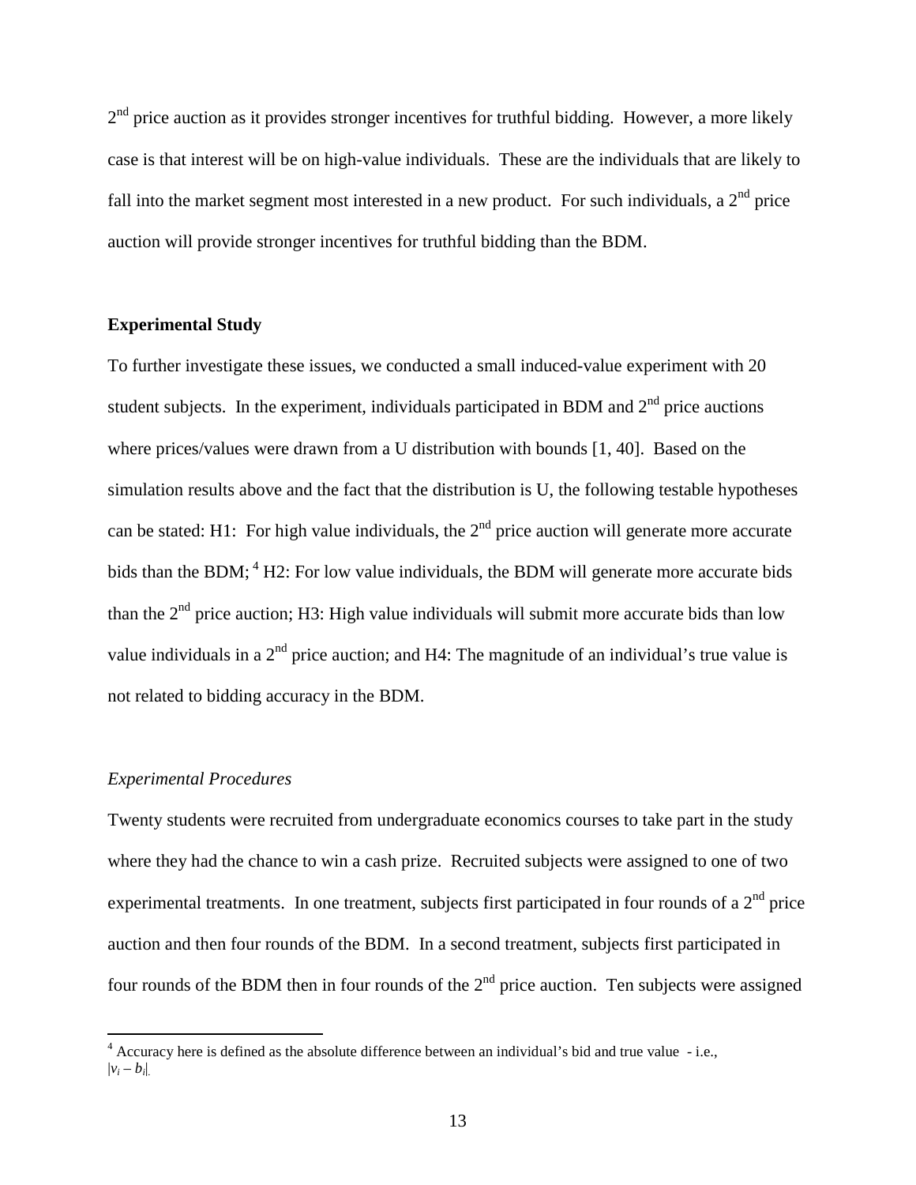$2^{nd}$ price auction as it provides stronger incentives for truthful bidding. However, a more likely case is that interest will be on high-value individuals. These are the individuals that are likely to fall into the market segment most interested in a new product. For such individuals, a $2^{nd}$ price auction will provide stronger incentives for truthful bidding than the BDM.

**Experimental Study**

To further investigate these issues, we conducted a small induced-value experiment with 20 student subjects. In the experiment, individuals participated in BDM and $2^{nd}$ price auctions where prices/values were drawn from a U distribution with bounds [1, 40]. Based on the simulation results above and the fact that the distribution is U, the following testable hypotheses can be stated: H1: For high value individuals, the $2^{nd}$ price auction will generate more accurate bids than the BDM; [4] H2: For low value individuals, the BDM will generate more accurate bids than the $2^{nd}$ price auction; H3: High value individuals will submit more accurate bids than low value individuals in a $2^{nd}$ price auction; and H4: The magnitude of an individual's true value is not related to bidding accuracy in the BDM.

*Experimental Procedures*

Twenty students were recruited from undergraduate economics courses to take part in the study where they had the chance to win a cash prize. Recruited subjects were assigned to one of two experimental treatments. In one treatment, subjects first participated in four rounds of a $2^{nd}$ price auction and then four rounds of the BDM. In a second treatment, subjects first participated in four rounds of the BDM then in four rounds of the $2^{nd}$ price auction. Ten subjects were assigned

[4] Accuracy here is defined as the absolute difference between an individual's bid and true value - i.e., $|v_i - b_i|$.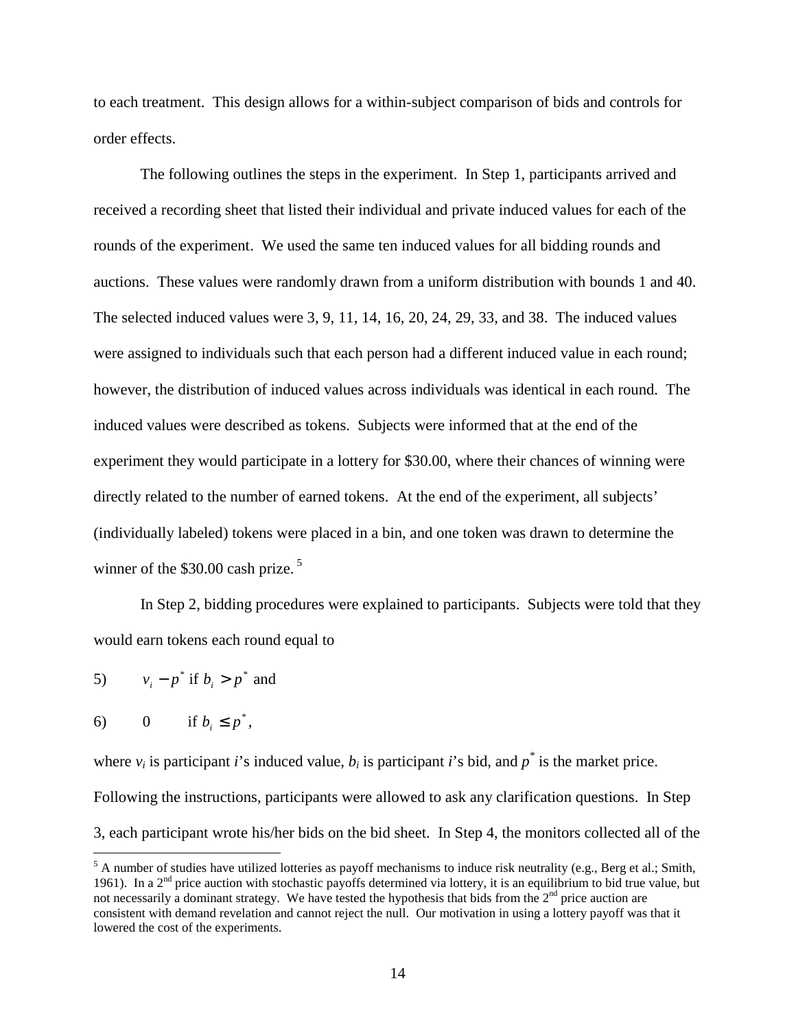to each treatment. This design allows for a within-subject comparison of bids and controls for order effects.

The following outlines the steps in the experiment. In Step 1, participants arrived and received a recording sheet that listed their individual and private induced values for each of the rounds of the experiment. We used the same ten induced values for all bidding rounds and auctions. These values were randomly drawn from a uniform distribution with bounds 1 and 40. The selected induced values were 3, 9, 11, 14, 16, 20, 24, 29, 33, and 38. The induced values were assigned to individuals such that each person had a different induced value in each round; however, the distribution of induced values across individuals was identical in each round. The induced values were described as tokens. Subjects were informed that at the end of the experiment they would participate in a lottery for \$30.00, where their chances of winning were directly related to the number of earned tokens. At the end of the experiment, all subjects' (individually labeled) tokens were placed in a bin, and one token was drawn to determine the winner of the \$30.00 cash prize.[5]

In Step 2, bidding procedures were explained to participants. Subjects were told that they would earn tokens each round equal to

$$5) \qquad v_i - p^* \text{ if } b_i > p^* \text{ and}$$

$$6) \qquad 0 \qquad \text{if } b_i \leq p^*,$$

where $v_i$ is participant $i$'s induced value, $b_i$ is participant $i$'s bid, and $p^*$ is the market price. Following the instructions, participants were allowed to ask any clarification questions. In Step 3, each participant wrote his/her bids on the bid sheet. In Step 4, the monitors collected all of the

[5] A number of studies have utilized lotteries as payoff mechanisms to induce risk neutrality (e.g., Berg et al.; Smith, 1961). In a 2nd price auction with stochastic payoffs determined via lottery, it is an equilibrium to bid true value, but not necessarily a dominant strategy. We have tested the hypothesis that bids from the 2nd price auction are consistent with demand revelation and cannot reject the null. Our motivation in using a lottery payoff was that it lowered the cost of the experiments.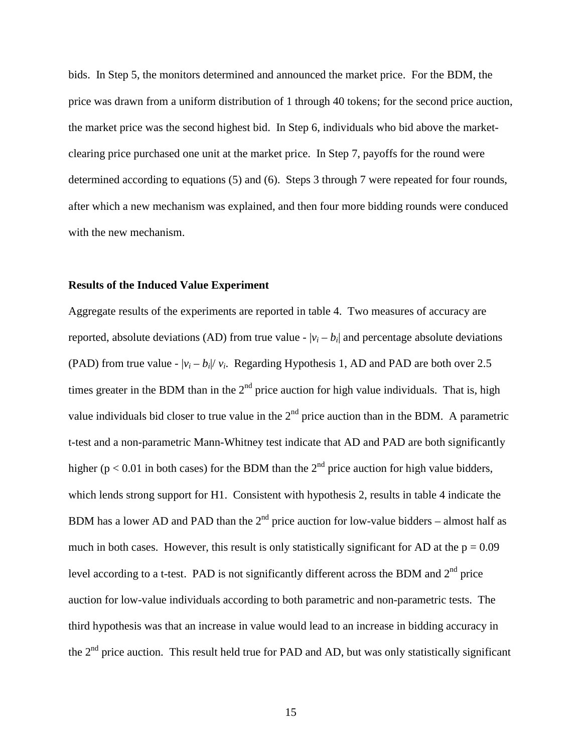bids. In Step 5, the monitors determined and announced the market price. For the BDM, the price was drawn from a uniform distribution of 1 through 40 tokens; for the second price auction, the market price was the second highest bid. In Step 6, individuals who bid above the market-clearing price purchased one unit at the market price. In Step 7, payoffs for the round were determined according to equations (5) and (6). Steps 3 through 7 were repeated for four rounds, after which a new mechanism was explained, and then four more bidding rounds were conduced with the new mechanism.

### Results of the Induced Value Experiment

Aggregate results of the experiments are reported in table 4. Two measures of accuracy are reported, absolute deviations (AD) from true value - $|v_i - b_i|$ and percentage absolute deviations (PAD) from true value - $|v_i - b_i|/ v_i$. Regarding Hypothesis 1, AD and PAD are both over 2.5 times greater in the BDM than in the 2nd price auction for high value individuals. That is, high value individuals bid closer to true value in the 2nd price auction than in the BDM. A parametric t-test and a non-parametric Mann-Whitney test indicate that AD and PAD are both significantly higher ($p < 0.01$ in both cases) for the BDM than the 2nd price auction for high value bidders, which lends strong support for H1. Consistent with hypothesis 2, results in table 4 indicate the BDM has a lower AD and PAD than the 2nd price auction for low-value bidders – almost half as much in both cases. However, this result is only statistically significant for AD at the $p = 0.09$ level according to a t-test. PAD is not significantly different across the BDM and 2nd price auction for low-value individuals according to both parametric and non-parametric tests. The third hypothesis was that an increase in value would lead to an increase in bidding accuracy in the 2nd price auction. This result held true for PAD and AD, but was only statistically significant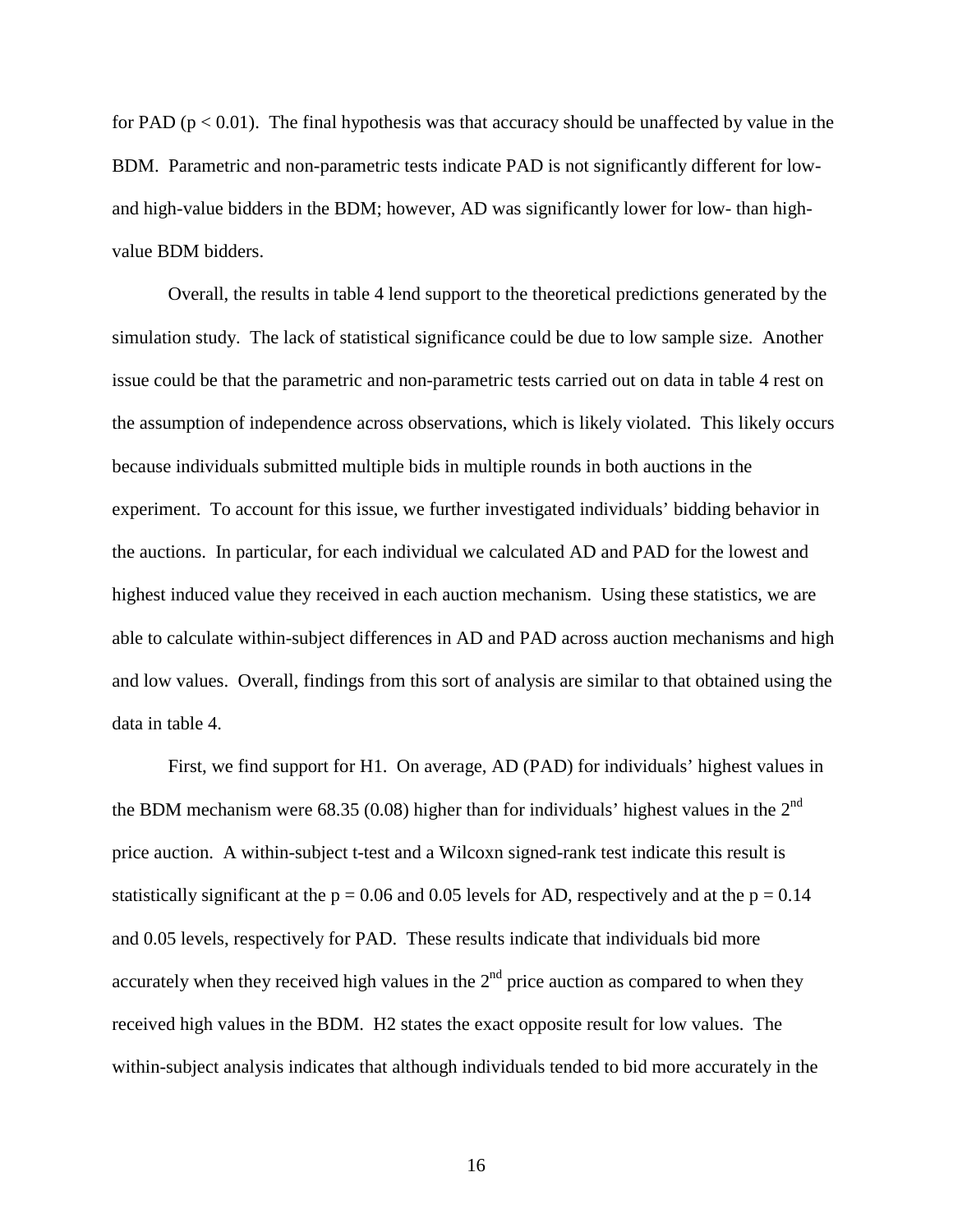for PAD ($p < 0.01$). The final hypothesis was that accuracy should be unaffected by value in the BDM. Parametric and non-parametric tests indicate PAD is not significantly different for low- and high-value bidders in the BDM; however, AD was significantly lower for low- than high-value BDM bidders.

Overall, the results in table 4 lend support to the theoretical predictions generated by the simulation study. The lack of statistical significance could be due to low sample size. Another issue could be that the parametric and non-parametric tests carried out on data in table 4 rest on the assumption of independence across observations, which is likely violated. This likely occurs because individuals submitted multiple bids in multiple rounds in both auctions in the experiment. To account for this issue, we further investigated individuals' bidding behavior in the auctions. In particular, for each individual we calculated AD and PAD for the lowest and highest induced value they received in each auction mechanism. Using these statistics, we are able to calculate within-subject differences in AD and PAD across auction mechanisms and high and low values. Overall, findings from this sort of analysis are similar to that obtained using the data in table 4.

First, we find support for H1. On average, AD (PAD) for individuals' highest values in the BDM mechanism were 68.35 (0.08) higher than for individuals' highest values in the 2nd price auction. A within-subject t-test and a Wilcoxn signed-rank test indicate this result is statistically significant at the $p = 0.06$ and 0.05 levels for AD, respectively and at the $p = 0.14$ and 0.05 levels, respectively for PAD. These results indicate that individuals bid more accurately when they received high values in the 2nd price auction as compared to when they received high values in the BDM. H2 states the exact opposite result for low values. The within-subject analysis indicates that although individuals tended to bid more accurately in the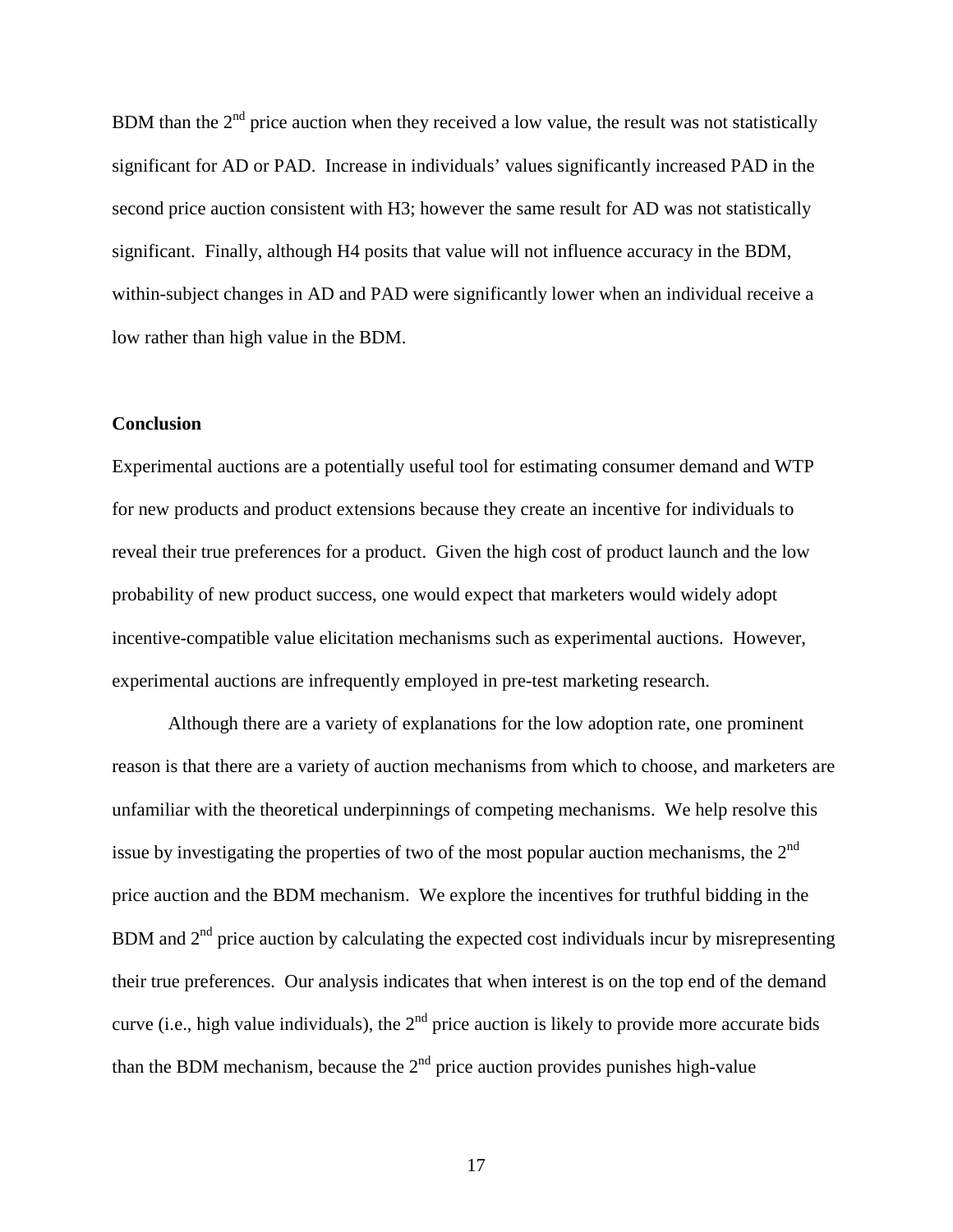BDM than the 2nd price auction when they received a low value, the result was not statistically significant for AD or PAD. Increase in individuals' values significantly increased PAD in the second price auction consistent with H3; however the same result for AD was not statistically significant. Finally, although H4 posits that value will not influence accuracy in the BDM, within-subject changes in AD and PAD were significantly lower when an individual receive a low rather than high value in the BDM.

**Conclusion**

Experimental auctions are a potentially useful tool for estimating consumer demand and WTP for new products and product extensions because they create an incentive for individuals to reveal their true preferences for a product. Given the high cost of product launch and the low probability of new product success, one would expect that marketers would widely adopt incentive-compatible value elicitation mechanisms such as experimental auctions. However, experimental auctions are infrequently employed in pre-test marketing research.

Although there are a variety of explanations for the low adoption rate, one prominent reason is that there are a variety of auction mechanisms from which to choose, and marketers are unfamiliar with the theoretical underpinnings of competing mechanisms. We help resolve this issue by investigating the properties of two of the most popular auction mechanisms, the 2nd price auction and the BDM mechanism. We explore the incentives for truthful bidding in the BDM and 2nd price auction by calculating the expected cost individuals incur by misrepresenting their true preferences. Our analysis indicates that when interest is on the top end of the demand curve (i.e., high value individuals), the 2nd price auction is likely to provide more accurate bids than the BDM mechanism, because the 2nd price auction provides punishes high-value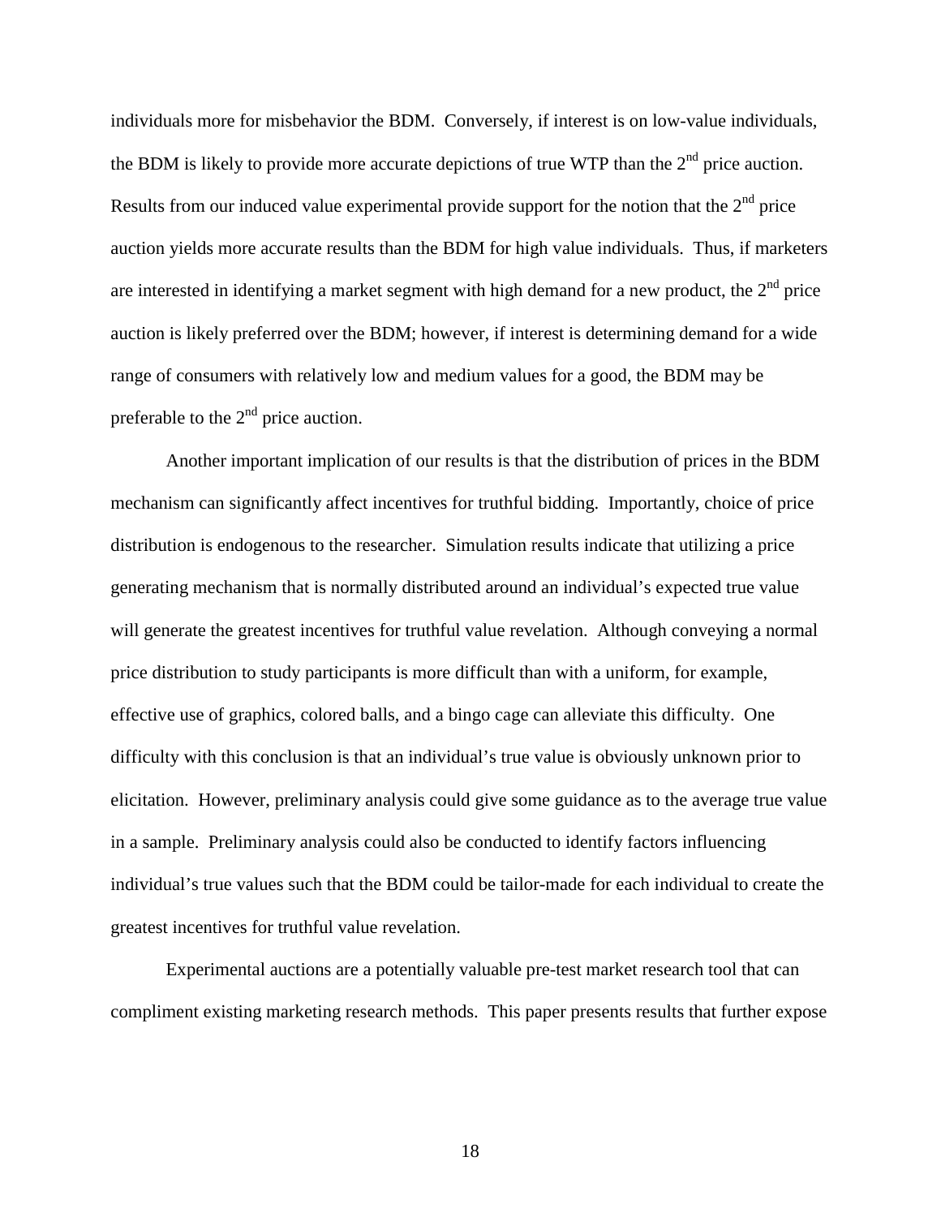individuals more for misbehavior the BDM. Conversely, if interest is on low-value individuals, the BDM is likely to provide more accurate depictions of true WTP than the 2nd price auction. Results from our induced value experimental provide support for the notion that the 2nd price auction yields more accurate results than the BDM for high value individuals. Thus, if marketers are interested in identifying a market segment with high demand for a new product, the 2nd price auction is likely preferred over the BDM; however, if interest is determining demand for a wide range of consumers with relatively low and medium values for a good, the BDM may be preferable to the 2nd price auction.

Another important implication of our results is that the distribution of prices in the BDM mechanism can significantly affect incentives for truthful bidding. Importantly, choice of price distribution is endogenous to the researcher. Simulation results indicate that utilizing a price generating mechanism that is normally distributed around an individual's expected true value will generate the greatest incentives for truthful value revelation. Although conveying a normal price distribution to study participants is more difficult than with a uniform, for example, effective use of graphics, colored balls, and a bingo cage can alleviate this difficulty. One difficulty with this conclusion is that an individual's true value is obviously unknown prior to elicitation. However, preliminary analysis could give some guidance as to the average true value in a sample. Preliminary analysis could also be conducted to identify factors influencing individual's true values such that the BDM could be tailor-made for each individual to create the greatest incentives for truthful value revelation.

Experimental auctions are a potentially valuable pre-test market research tool that can compliment existing marketing research methods. This paper presents results that further expose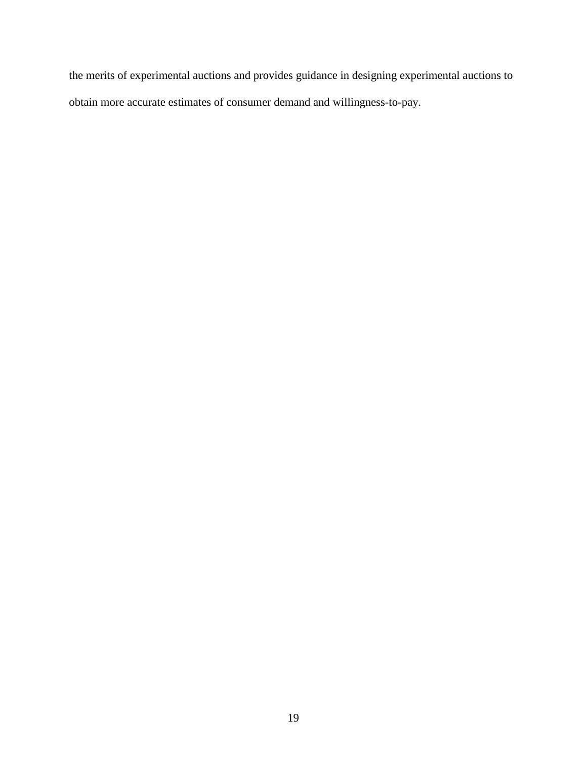the merits of experimental auctions and provides guidance in designing experimental auctions to obtain more accurate estimates of consumer demand and willingness-to-pay.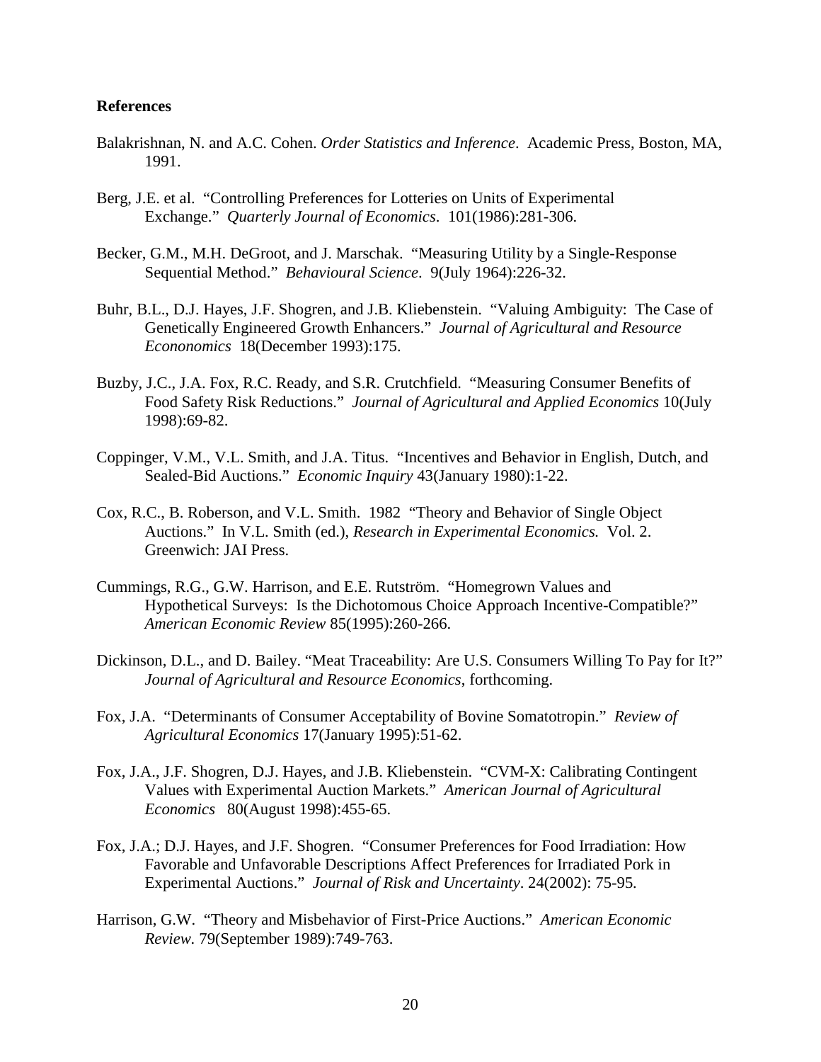**References**

Balakrishnan, N. and A.C. Cohen. *Order Statistics and Inference*. Academic Press, Boston, MA, 1991.

Berg, J.E. et al. "Controlling Preferences for Lotteries on Units of Experimental Exchange." *Quarterly Journal of Economics*. 101(1986):281-306.

Becker, G.M., M.H. DeGroot, and J. Marschak. "Measuring Utility by a Single-Response Sequential Method." *Behavioural Science*. 9(July 1964):226-32.

Buhr, B.L., D.J. Hayes, J.F. Shogren, and J.B. Kliebenstein. "Valuing Ambiguity: The Case of Genetically Engineered Growth Enhancers." *Journal of Agricultural and Resource Econonomics* 18(December 1993):175.

Buzby, J.C., J.A. Fox, R.C. Ready, and S.R. Crutchfield. "Measuring Consumer Benefits of Food Safety Risk Reductions." *Journal of Agricultural and Applied Economics* 10(July 1998):69-82.

Coppinger, V.M., V.L. Smith, and J.A. Titus. "Incentives and Behavior in English, Dutch, and Sealed-Bid Auctions." *Economic Inquiry* 43(January 1980):1-22.

Cox, R.C., B. Roberson, and V.L. Smith. 1982 "Theory and Behavior of Single Object Auctions." In V.L. Smith (ed.), *Research in Experimental Economics.* Vol. 2. Greenwich: JAI Press.

Cummings, R.G., G.W. Harrison, and E.E. Rutström. "Homegrown Values and Hypothetical Surveys: Is the Dichotomous Choice Approach Incentive-Compatible?" *American Economic Review* 85(1995):260-266.

Dickinson, D.L., and D. Bailey. "Meat Traceability: Are U.S. Consumers Willing To Pay for It?" *Journal of Agricultural and Resource Economics*, forthcoming.

Fox, J.A. "Determinants of Consumer Acceptability of Bovine Somatotropin." *Review of Agricultural Economics* 17(January 1995):51-62.

Fox, J.A., J.F. Shogren, D.J. Hayes, and J.B. Kliebenstein. "CVM-X: Calibrating Contingent Values with Experimental Auction Markets." *American Journal of Agricultural Economics* 80(August 1998):455-65.

Fox, J.A.; D.J. Hayes, and J.F. Shogren. "Consumer Preferences for Food Irradiation: How Favorable and Unfavorable Descriptions Affect Preferences for Irradiated Pork in Experimental Auctions." *Journal of Risk and Uncertainty*. 24(2002): 75-95.

Harrison, G.W. "Theory and Misbehavior of First-Price Auctions." *American Economic Review.* 79(September 1989):749-763.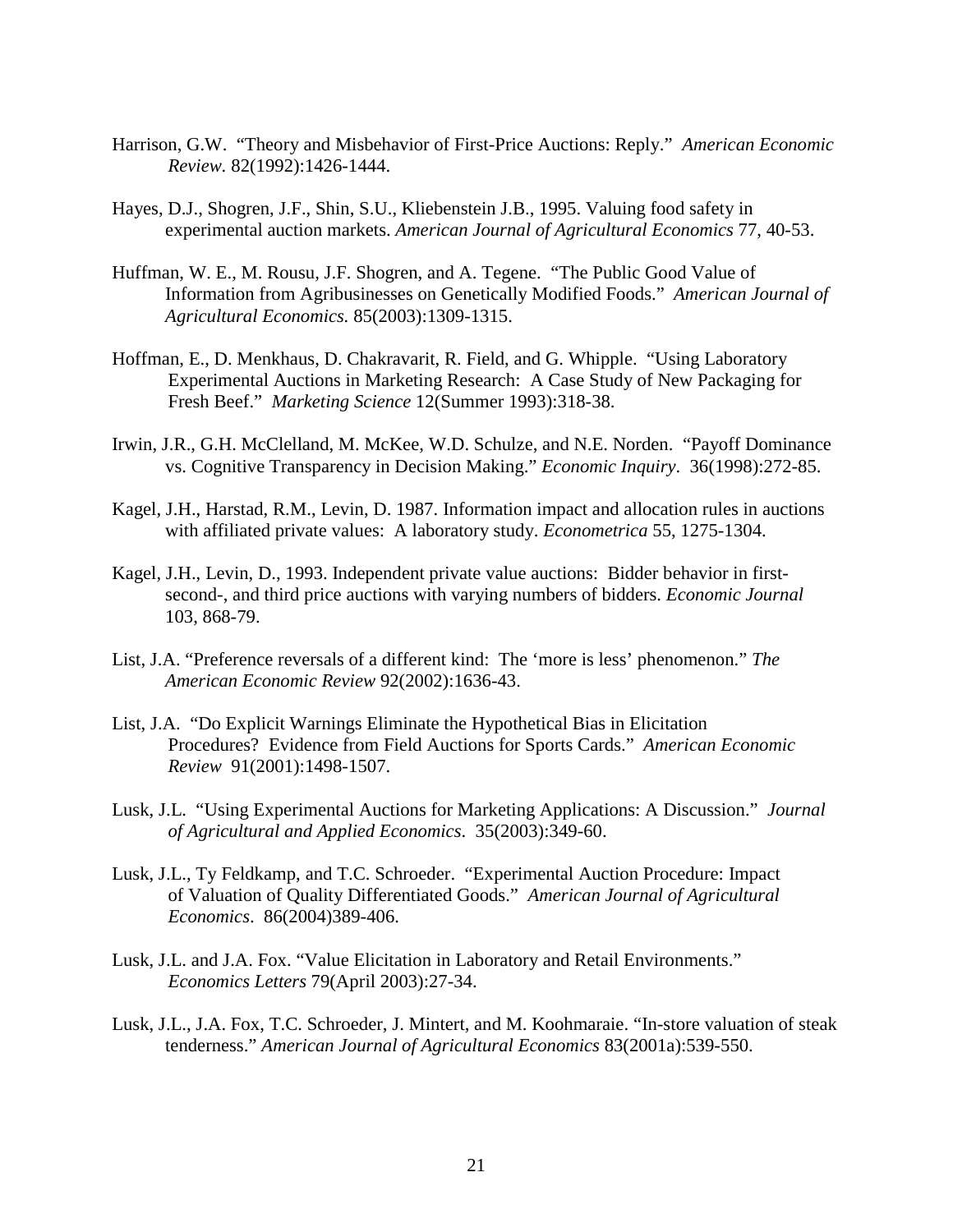Harrison, G.W. "Theory and Misbehavior of First-Price Auctions: Reply." *American Economic Review*. 82(1992):1426-1444.

Hayes, D.J., Shogren, J.F., Shin, S.U., Kliebenstein J.B., 1995. Valuing food safety in experimental auction markets. *American Journal of Agricultural Economics* 77, 40-53.

Huffman, W. E., M. Rousu, J.F. Shogren, and A. Tegene. "The Public Good Value of Information from Agribusinesses on Genetically Modified Foods." *American Journal of Agricultural Economics*. 85(2003):1309-1315.

Hoffman, E., D. Menkhaus, D. Chakravarit, R. Field, and G. Whipple. "Using Laboratory Experimental Auctions in Marketing Research: A Case Study of New Packaging for Fresh Beef." *Marketing Science* 12(Summer 1993):318-38.

Irwin, J.R., G.H. McClelland, M. McKee, W.D. Schulze, and N.E. Norden. "Payoff Dominance vs. Cognitive Transparency in Decision Making." *Economic Inquiry*. 36(1998):272-85.

Kagel, J.H., Harstad, R.M., Levin, D. 1987. Information impact and allocation rules in auctions with affiliated private values: A laboratory study. *Econometrica* 55, 1275-1304.

Kagel, J.H., Levin, D., 1993. Independent private value auctions: Bidder behavior in first-second-, and third price auctions with varying numbers of bidders. *Economic Journal* 103, 868-79.

List, J.A. "Preference reversals of a different kind: The 'more is less' phenomenon." *The American Economic Review* 92(2002):1636-43.

List, J.A. "Do Explicit Warnings Eliminate the Hypothetical Bias in Elicitation Procedures? Evidence from Field Auctions for Sports Cards." *American Economic Review* 91(2001):1498-1507.

Lusk, J.L. "Using Experimental Auctions for Marketing Applications: A Discussion." *Journal of Agricultural and Applied Economics*. 35(2003):349-60.

Lusk, J.L., Ty Feldkamp, and T.C. Schroeder. "Experimental Auction Procedure: Impact of Valuation of Quality Differentiated Goods." *American Journal of Agricultural Economics*. 86(2004)389-406.

Lusk, J.L. and J.A. Fox. "Value Elicitation in Laboratory and Retail Environments." *Economics Letters* 79(April 2003):27-34.

Lusk, J.L., J.A. Fox, T.C. Schroeder, J. Mintert, and M. Koohmaraie. "In-store valuation of steak tenderness." *American Journal of Agricultural Economics* 83(2001a):539-550.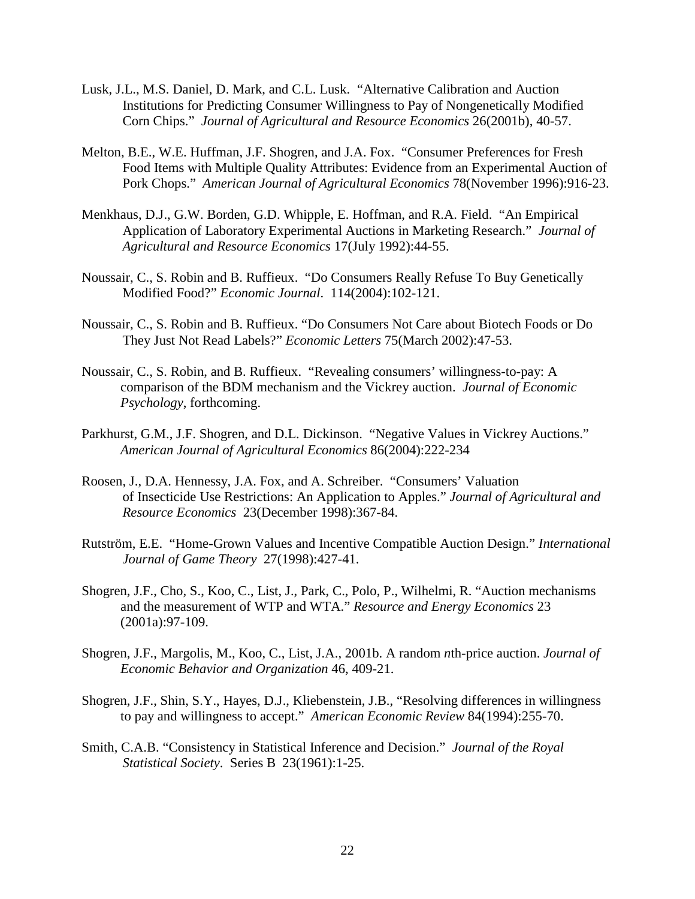Lusk, J.L., M.S. Daniel, D. Mark, and C.L. Lusk. "Alternative Calibration and Auction Institutions for Predicting Consumer Willingness to Pay of Nongenetically Modified Corn Chips." *Journal of Agricultural and Resource Economics* 26(2001b), 40-57.

Melton, B.E., W.E. Huffman, J.F. Shogren, and J.A. Fox. "Consumer Preferences for Fresh Food Items with Multiple Quality Attributes: Evidence from an Experimental Auction of Pork Chops." *American Journal of Agricultural Economics* 78(November 1996):916-23.

Menkhaus, D.J., G.W. Borden, G.D. Whipple, E. Hoffman, and R.A. Field. "An Empirical Application of Laboratory Experimental Auctions in Marketing Research." *Journal of Agricultural and Resource Economics* 17(July 1992):44-55.

Noussair, C., S. Robin and B. Ruffieux. "Do Consumers Really Refuse To Buy Genetically Modified Food?" *Economic Journal*. 114(2004):102-121.

Noussair, C., S. Robin and B. Ruffieux. "Do Consumers Not Care about Biotech Foods or Do They Just Not Read Labels?" *Economic Letters* 75(March 2002):47-53.

Noussair, C., S. Robin, and B. Ruffieux. "Revealing consumers' willingness-to-pay: A comparison of the BDM mechanism and the Vickrey auction. *Journal of Economic Psychology*, forthcoming.

Parkhurst, G.M., J.F. Shogren, and D.L. Dickinson. "Negative Values in Vickrey Auctions." *American Journal of Agricultural Economics* 86(2004):222-234

Roosen, J., D.A. Hennessy, J.A. Fox, and A. Schreiber. "Consumers' Valuation of Insecticide Use Restrictions: An Application to Apples." *Journal of Agricultural and Resource Economics* 23(December 1998):367-84.

Rutström, E.E. "Home-Grown Values and Incentive Compatible Auction Design." *International Journal of Game Theory* 27(1998):427-41.

Shogren, J.F., Cho, S., Koo, C., List, J., Park, C., Polo, P., Wilhelmi, R. "Auction mechanisms and the measurement of WTP and WTA." *Resource and Energy Economics* 23 (2001a):97-109.

Shogren, J.F., Margolis, M., Koo, C., List, J.A., 2001b. A random *n*th-price auction. *Journal of Economic Behavior and Organization* 46, 409-21.

Shogren, J.F., Shin, S.Y., Hayes, D.J., Kliebenstein, J.B., "Resolving differences in willingness to pay and willingness to accept." *American Economic Review* 84(1994):255-70.

Smith, C.A.B. "Consistency in Statistical Inference and Decision." *Journal of the Royal Statistical Society*. Series B 23(1961):1-25.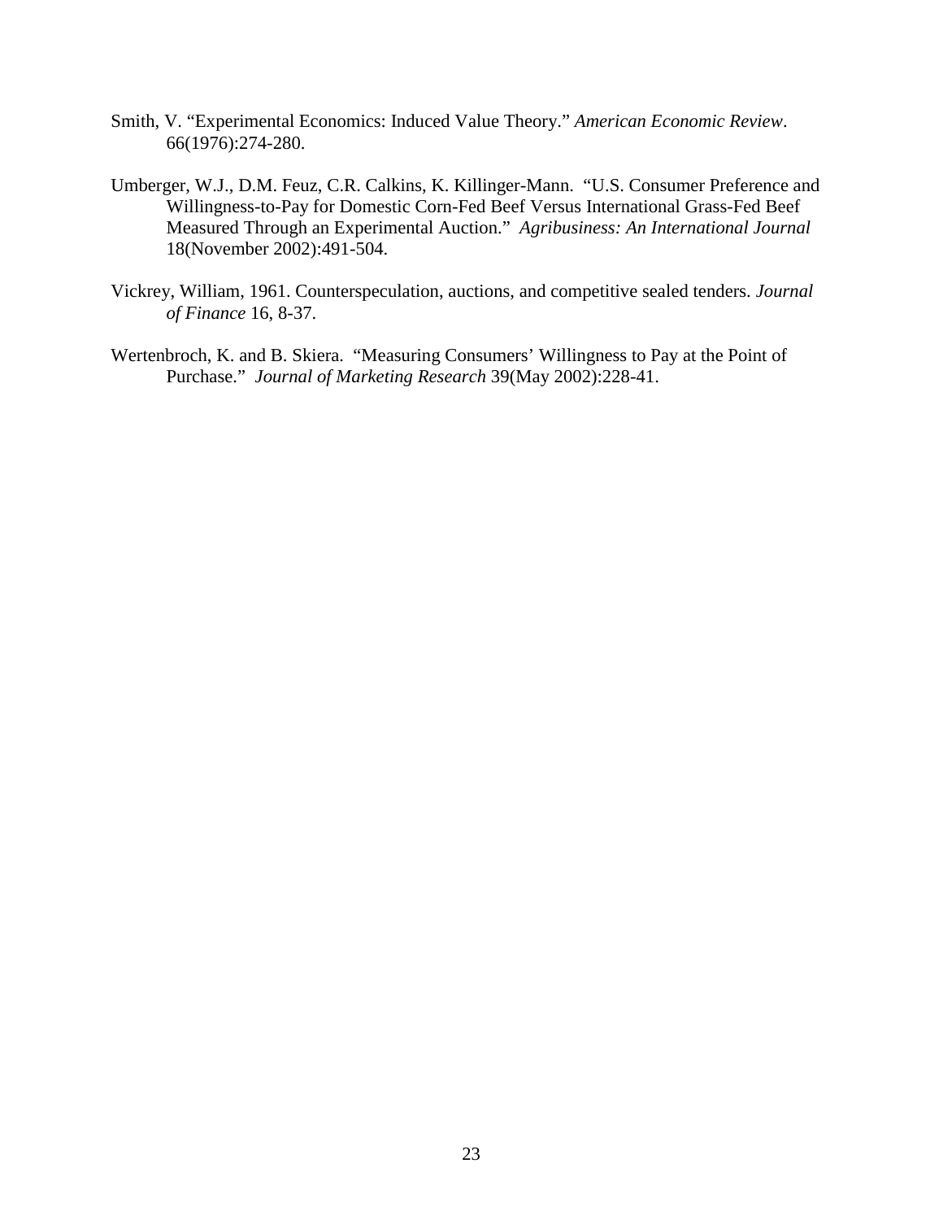Smith, V. "Experimental Economics: Induced Value Theory." *American Economic Review*. 66(1976):274-280.

Umberger, W.J., D.M. Feuz, C.R. Calkins, K. Killinger-Mann. "U.S. Consumer Preference and Willingness-to-Pay for Domestic Corn-Fed Beef Versus International Grass-Fed Beef Measured Through an Experimental Auction." *Agribusiness: An International Journal* 18(November 2002):491-504.

Vickrey, William, 1961. Counterspeculation, auctions, and competitive sealed tenders. *Journal of Finance* 16, 8-37.

Wertenbroch, K. and B. Skiera. "Measuring Consumers' Willingness to Pay at the Point of Purchase." *Journal of Marketing Research* 39(May 2002):228-41.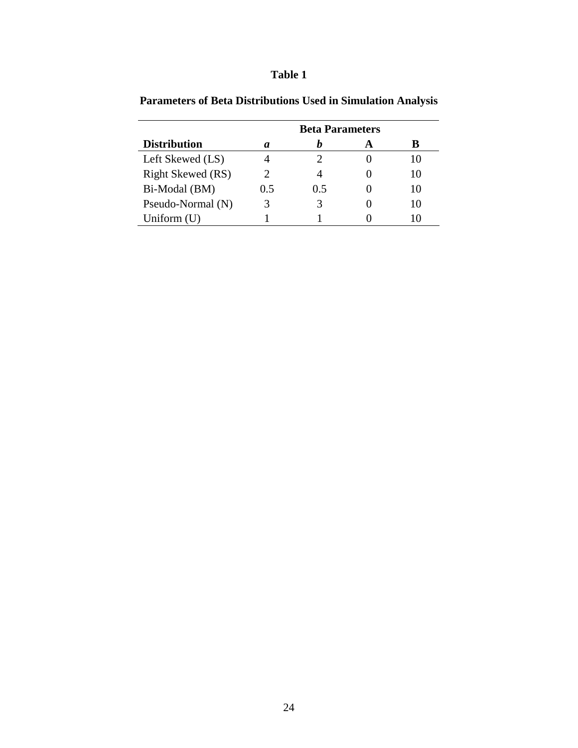**Table 1**

**Parameters of Beta Distributions Used in Simulation Analysis**

| | Beta Parameters | | | |
|---|---|---|---|---|
| **Distribution** | ***a*** | ***b*** | **A** | **B** |
| Left Skewed (LS) | 4 | 2 | 0 | 10 |
| Right Skewed (RS) | 2 | 4 | 0 | 10 |
| Bi-Modal (BM) | 0.5 | 0.5 | 0 | 10 |
| Pseudo-Normal (N) | 3 | 3 | 0 | 10 |
| Uniform (U) | 1 | 1 | 0 | 10 |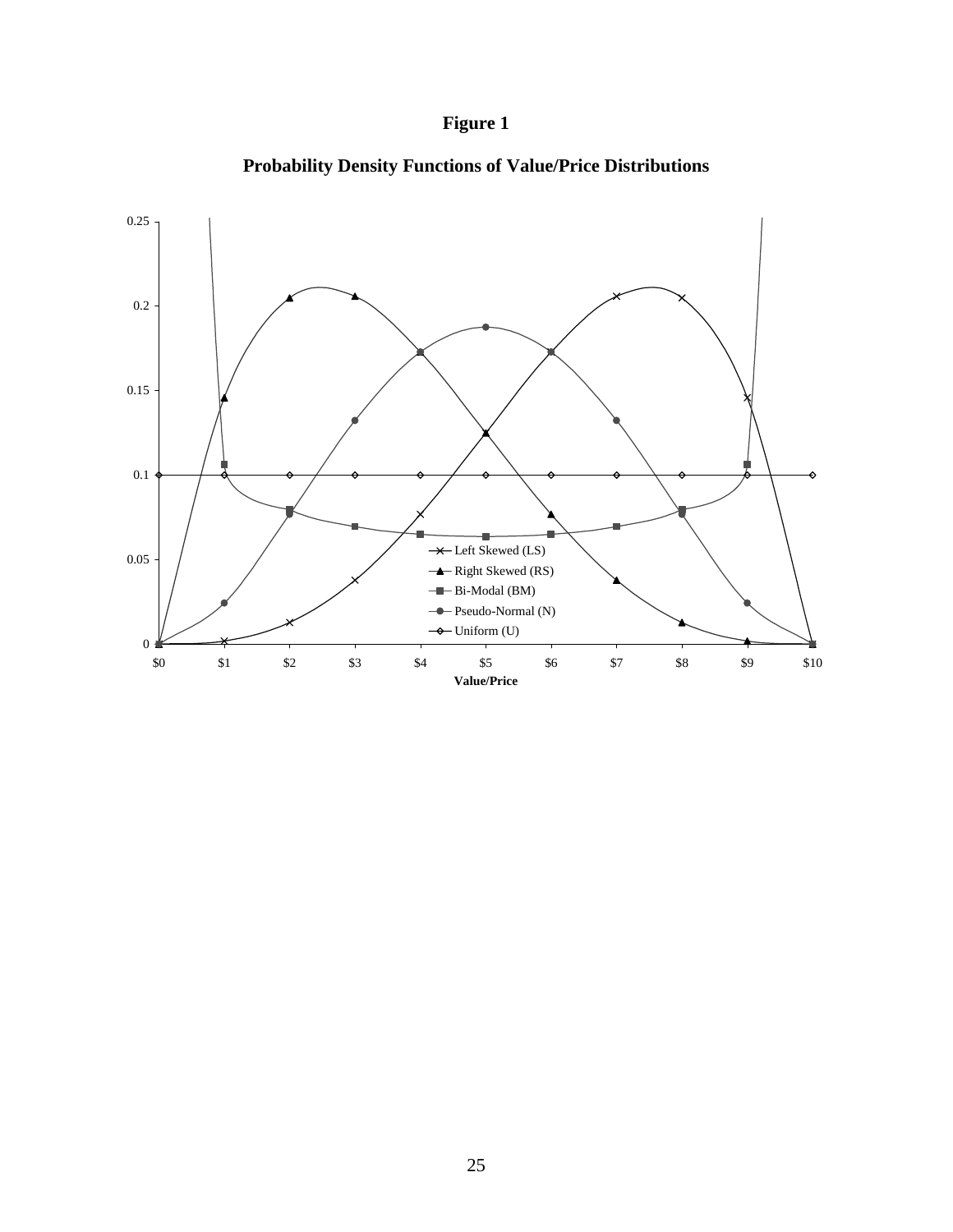# Figure 1

## Probability Density Functions of Value/Price Distributions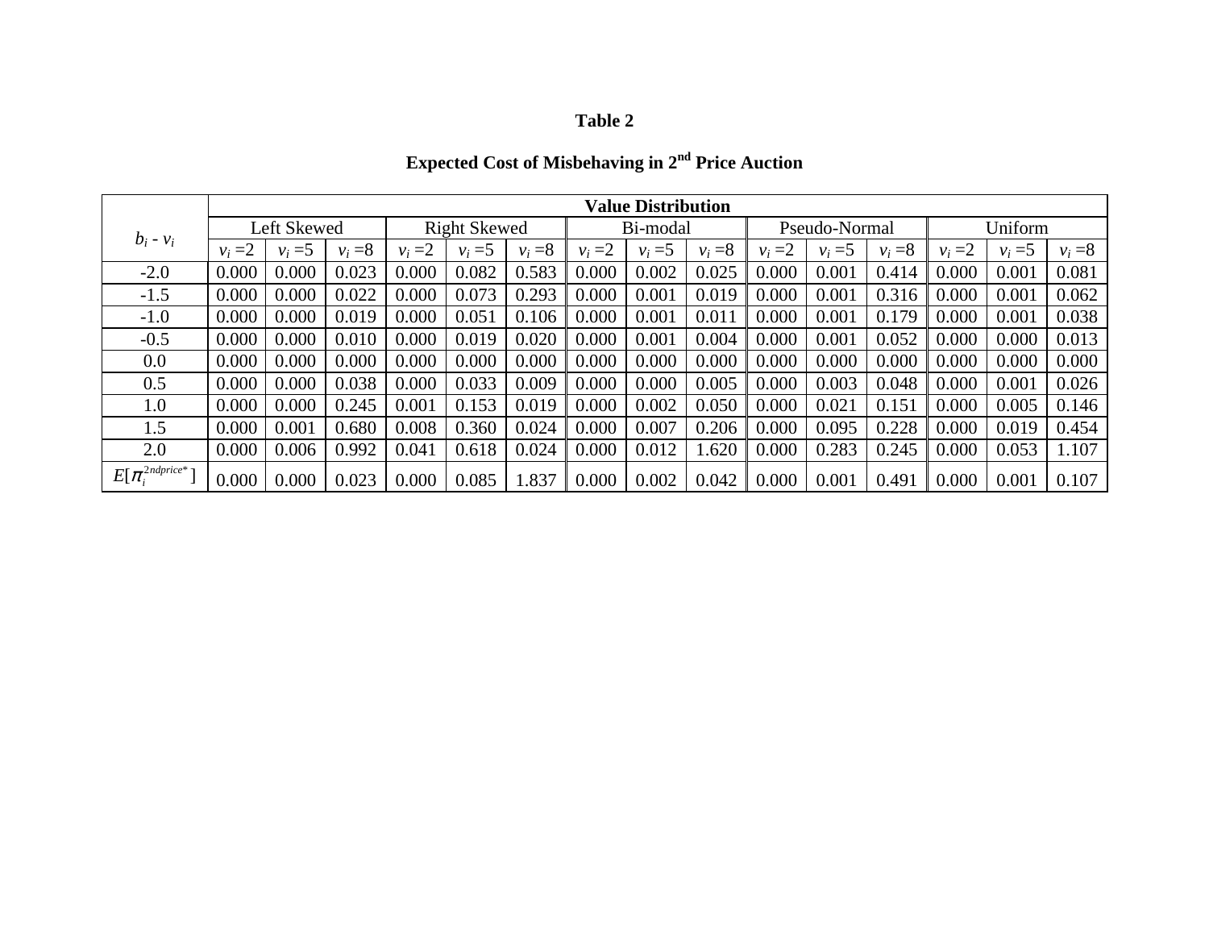**Table 2**

**Expected Cost of Misbehaving in 2nd Price Auction**

| $b_i$ - $v_i$ | Value Distribution | | | | | | | | | | | | | | |
|---|---|---|---|---|---|---|---|---|---|---|---|---|---|---|---|
| | Left Skewed | | | Right Skewed | | | Bi-modal | | | Pseudo-Normal | | | Uniform | | |
| | $v_i$ =2 | $v_i$ =5 | $v_i$ =8 | $v_i$ =2 | $v_i$ =5 | $v_i$ =8 | $v_i$ =2 | $v_i$ =5 | $v_i$ =8 | $v_i$ =2 | $v_i$ =5 | $v_i$ =8 | $v_i$ =2 | $v_i$ =5 | $v_i$ =8 |
| -2.0 | 0.000 | 0.000 | 0.023 | 0.000 | 0.082 | 0.583 | 0.000 | 0.002 | 0.025 | 0.000 | 0.001 | 0.414 | 0.000 | 0.001 | 0.081 |
| -1.5 | 0.000 | 0.000 | 0.022 | 0.000 | 0.073 | 0.293 | 0.000 | 0.001 | 0.019 | 0.000 | 0.001 | 0.316 | 0.000 | 0.001 | 0.062 |
| -1.0 | 0.000 | 0.000 | 0.019 | 0.000 | 0.051 | 0.106 | 0.000 | 0.001 | 0.011 | 0.000 | 0.001 | 0.179 | 0.000 | 0.001 | 0.038 |
| -0.5 | 0.000 | 0.000 | 0.010 | 0.000 | 0.019 | 0.020 | 0.000 | 0.001 | 0.004 | 0.000 | 0.001 | 0.052 | 0.000 | 0.000 | 0.013 |
| 0.0 | 0.000 | 0.000 | 0.000 | 0.000 | 0.000 | 0.000 | 0.000 | 0.000 | 0.000 | 0.000 | 0.000 | 0.000 | 0.000 | 0.000 | 0.000 |
| 0.5 | 0.000 | 0.000 | 0.038 | 0.000 | 0.033 | 0.009 | 0.000 | 0.000 | 0.005 | 0.000 | 0.003 | 0.048 | 0.000 | 0.001 | 0.026 |
| 1.0 | 0.000 | 0.000 | 0.245 | 0.001 | 0.153 | 0.019 | 0.000 | 0.002 | 0.050 | 0.000 | 0.021 | 0.151 | 0.000 | 0.005 | 0.146 |
| 1.5 | 0.000 | 0.001 | 0.680 | 0.008 | 0.360 | 0.024 | 0.000 | 0.007 | 0.206 | 0.000 | 0.095 | 0.228 | 0.000 | 0.019 | 0.454 |
| 2.0 | 0.000 | 0.006 | 0.992 | 0.041 | 0.618 | 0.024 | 0.000 | 0.012 | 1.620 | 0.000 | 0.283 | 0.245 | 0.000 | 0.053 | 1.107 |
| $E[\pi_i^{2ndprice*}]$ | 0.000 | 0.000 | 0.023 | 0.000 | 0.085 | 1.837 | 0.000 | 0.002 | 0.042 | 0.000 | 0.001 | 0.491 | 0.000 | 0.001 | 0.107 |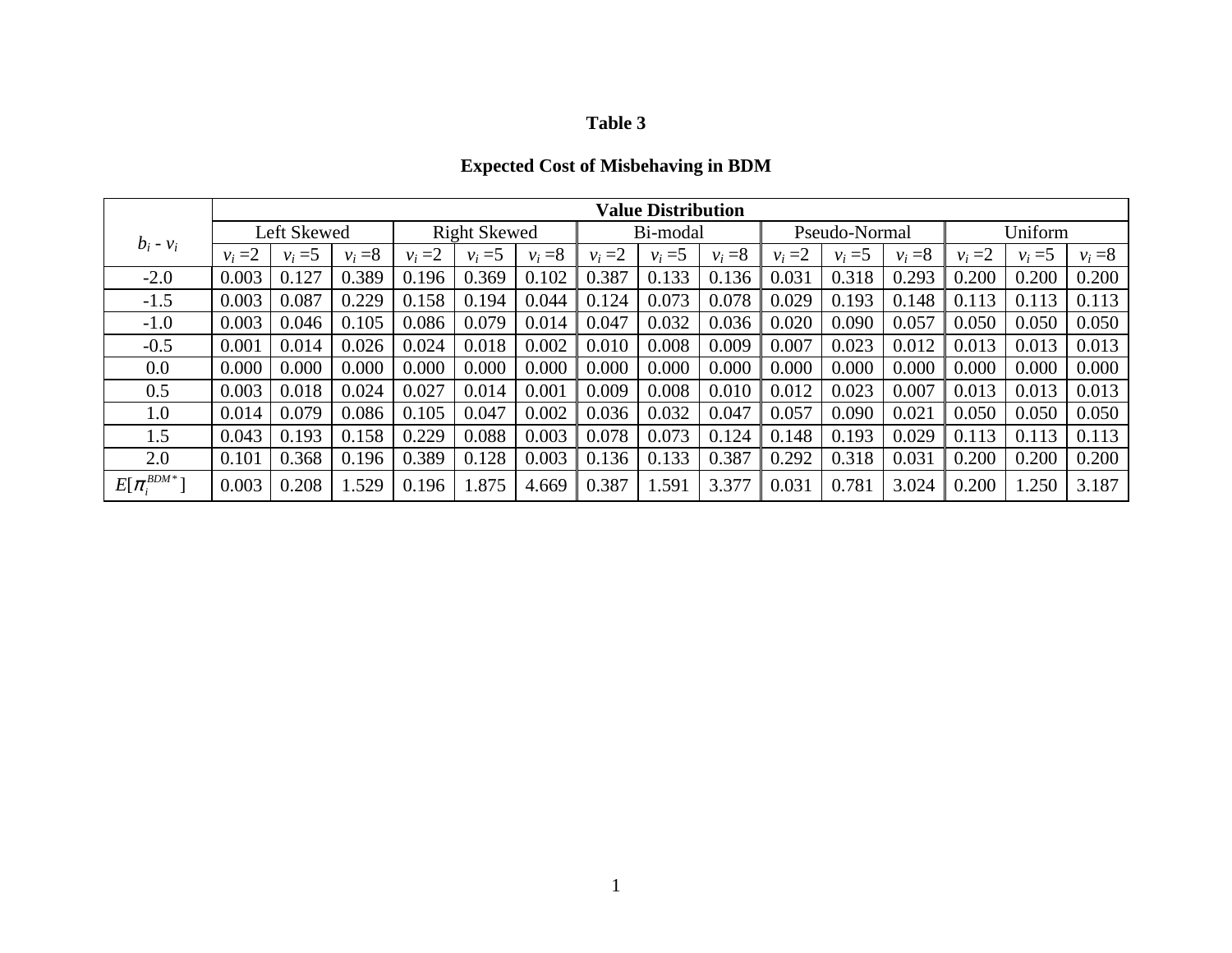**Table 3**

**Expected Cost of Misbehaving in BDM**

| $b_i$ - $v_i$ | Value Distribution | | | | | | | | | | | | | | |
|---|---|---|---|---|---|---|---|---|---|---|---|---|---|---|---|
| | Left Skewed | | | Right Skewed | | | Bi-modal | | | Pseudo-Normal | | | Uniform | | |
| | $v_i$ =2 | $v_i$ =5 | $v_i$ =8 | $v_i$ =2 | $v_i$ =5 | $v_i$ =8 | $v_i$ =2 | $v_i$ =5 | $v_i$ =8 | $v_i$ =2 | $v_i$ =5 | $v_i$ =8 | $v_i$ =2 | $v_i$ =5 | $v_i$ =8 |
| -2.0 | 0.003 | 0.127 | 0.389 | 0.196 | 0.369 | 0.102 | 0.387 | 0.133 | 0.136 | 0.031 | 0.318 | 0.293 | 0.200 | 0.200 | 0.200 |
| -1.5 | 0.003 | 0.087 | 0.229 | 0.158 | 0.194 | 0.044 | 0.124 | 0.073 | 0.078 | 0.029 | 0.193 | 0.148 | 0.113 | 0.113 | 0.113 |
| -1.0 | 0.003 | 0.046 | 0.105 | 0.086 | 0.079 | 0.014 | 0.047 | 0.032 | 0.036 | 0.020 | 0.090 | 0.057 | 0.050 | 0.050 | 0.050 |
| -0.5 | 0.001 | 0.014 | 0.026 | 0.024 | 0.018 | 0.002 | 0.010 | 0.008 | 0.009 | 0.007 | 0.023 | 0.012 | 0.013 | 0.013 | 0.013 |
| 0.0 | 0.000 | 0.000 | 0.000 | 0.000 | 0.000 | 0.000 | 0.000 | 0.000 | 0.000 | 0.000 | 0.000 | 0.000 | 0.000 | 0.000 | 0.000 |
| 0.5 | 0.003 | 0.018 | 0.024 | 0.027 | 0.014 | 0.001 | 0.009 | 0.008 | 0.010 | 0.012 | 0.023 | 0.007 | 0.013 | 0.013 | 0.013 |
| 1.0 | 0.014 | 0.079 | 0.086 | 0.105 | 0.047 | 0.002 | 0.036 | 0.032 | 0.047 | 0.057 | 0.090 | 0.021 | 0.050 | 0.050 | 0.050 |
| 1.5 | 0.043 | 0.193 | 0.158 | 0.229 | 0.088 | 0.003 | 0.078 | 0.073 | 0.124 | 0.148 | 0.193 | 0.029 | 0.113 | 0.113 | 0.113 |
| 2.0 | 0.101 | 0.368 | 0.196 | 0.389 | 0.128 | 0.003 | 0.136 | 0.133 | 0.387 | 0.292 | 0.318 | 0.031 | 0.200 | 0.200 | 0.200 |
| $E[\pi_i^{BDM*}]$ | 0.003 | 0.208 | 1.529 | 0.196 | 1.875 | 4.669 | 0.387 | 1.591 | 3.377 | 0.031 | 0.781 | 3.024 | 0.200 | 1.250 | 3.187 |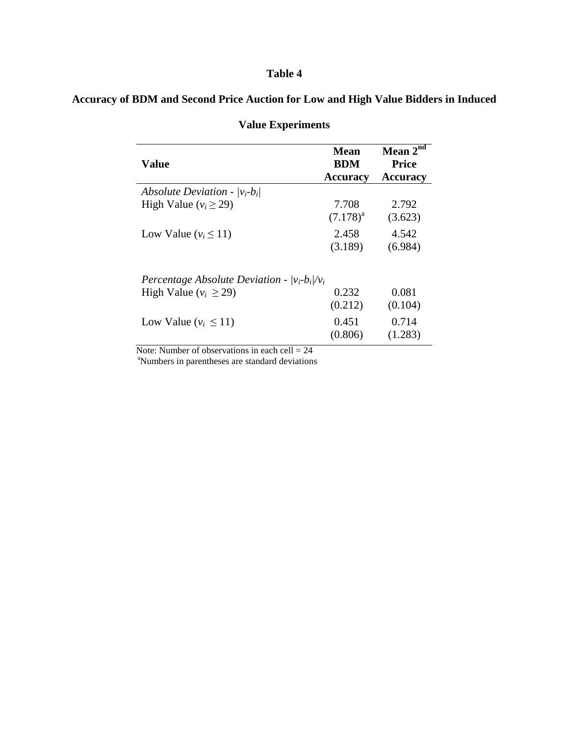**Table 4**

**Accuracy of BDM and Second Price Auction for Low and High Value Bidders in Induced Value Experiments**

| Value | Mean BDM Accuracy | Mean 2nd Price Accuracy |
|---|---|---|
| *Absolute Deviation* - $\lvert v_i - b_i \rvert$ | | |
| High Value ($v_i \geq 29$) | 7.708 | 2.792 |
| | (7.178)[a] | (3.623) |
| Low Value ($v_i \leq 11$) | 2.458 | 4.542 |
| | (3.189) | (6.984) |
| | | |
| *Percentage Absolute Deviation* - $\lvert v_i - b_i \rvert / v_i$ | | |
| High Value ($v_i \geq 29$) | 0.232 | 0.081 |
| | (0.212) | (0.104) |
| Low Value ($v_i \leq 11$) | 0.451 | 0.714 |
| | (0.806) | (1.283) |

Note: Number of observations in each cell = 24

[a]Numbers in parentheses are standard deviations